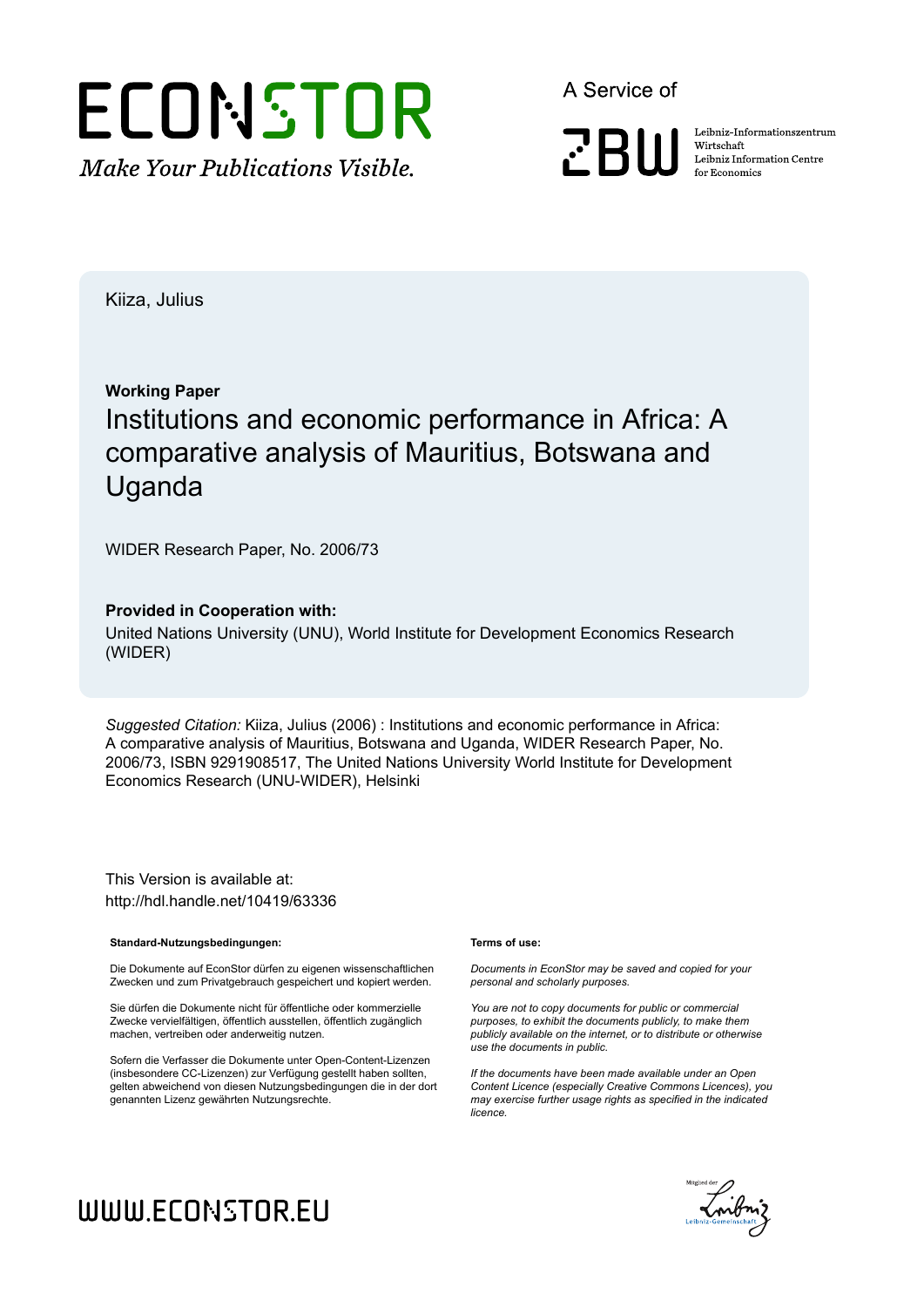ECONSTOR

*Make Your Publications Visible.*

A Service of

ZBW

Leibniz-Informationszentrum Wirtschaft
Leibniz Information Centre for Economics

Kiiza, Julius

**Working Paper**

# Institutions and economic performance in Africa: A comparative analysis of Mauritius, Botswana and Uganda

WIDER Research Paper, No. 2006/73

**Provided in Cooperation with:**

United Nations University (UNU), World Institute for Development Economics Research (WIDER)

*Suggested Citation:* Kiiza, Julius (2006) : Institutions and economic performance in Africa: A comparative analysis of Mauritius, Botswana and Uganda, WIDER Research Paper, No. 2006/73, ISBN 9291908517, The United Nations University World Institute for Development Economics Research (UNU-WIDER), Helsinki

This Version is available at:
http://hdl.handle.net/10419/63336

**Standard-Nutzungsbedingungen:**

Die Dokumente auf EconStor dürfen zu eigenen wissenschaftlichen Zwecken und zum Privatgebrauch gespeichert und kopiert werden.

Sie dürfen die Dokumente nicht für öffentliche oder kommerzielle Zwecke vervielfältigen, öffentlich ausstellen, öffentlich zugänglich machen, vertreiben oder anderweitig nutzen.

Sofern die Verfasser die Dokumente unter Open-Content-Lizenzen (insbesondere CC-Lizenzen) zur Verfügung gestellt haben sollten, gelten abweichend von diesen Nutzungsbedingungen die in der dort genannten Lizenz gewährten Nutzungsrechte.

**Terms of use:**

*Documents in EconStor may be saved and copied for your personal and scholarly purposes.*

*You are not to copy documents for public or commercial purposes, to exhibit the documents publicly, to make them publicly available on the internet, or to distribute or otherwise use the documents in public.*

*If the documents have been made available under an Open Content Licence (especially Creative Commons Licences), you may exercise further usage rights as specified in the indicated licence.*

WWW.ECONSTOR.EU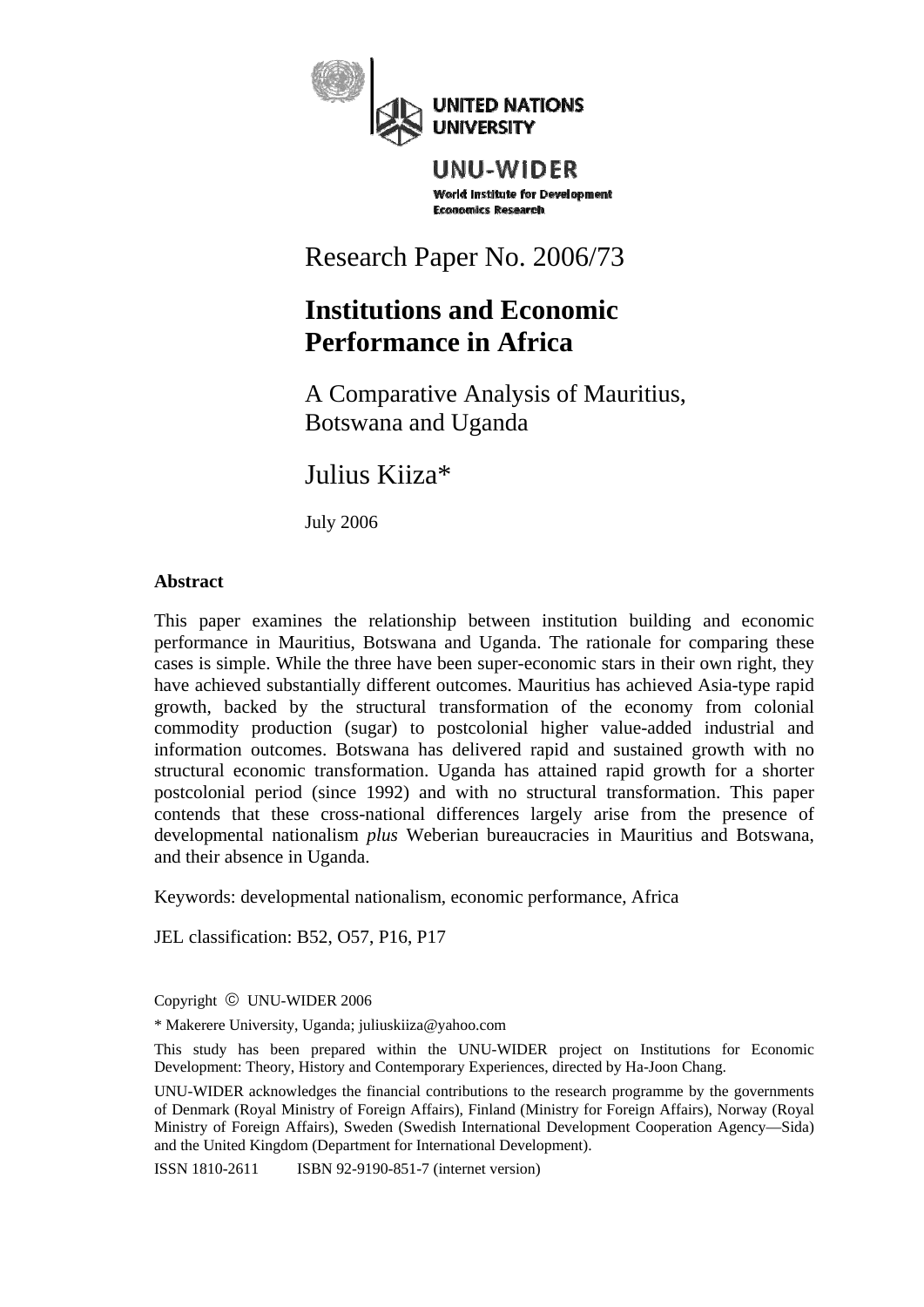UNITED NATIONS UNIVERSITY

UNU-WIDER

World Institute for Development Economics Research

Research Paper No. 2006/73

# Institutions and Economic Performance in Africa

## A Comparative Analysis of Mauritius, Botswana and Uganda

Julius Kiiza*

July 2006

**Abstract**

This paper examines the relationship between institution building and economic performance in Mauritius, Botswana and Uganda. The rationale for comparing these cases is simple. While the three have been super-economic stars in their own right, they have achieved substantially different outcomes. Mauritius has achieved Asia-type rapid growth, backed by the structural transformation of the economy from colonial commodity production (sugar) to postcolonial higher value-added industrial and information outcomes. Botswana has delivered rapid and sustained growth with no structural economic transformation. Uganda has attained rapid growth for a shorter postcolonial period (since 1992) and with no structural transformation. This paper contends that these cross-national differences largely arise from the presence of developmental nationalism *plus* Weberian bureaucracies in Mauritius and Botswana, and their absence in Uganda.

Keywords: developmental nationalism, economic performance, Africa

JEL classification: B52, O57, P16, P17

Copyright © UNU-WIDER 2006

* Makerere University, Uganda; juliuskiiza@yahoo.com

This study has been prepared within the UNU-WIDER project on Institutions for Economic Development: Theory, History and Contemporary Experiences, directed by Ha-Joon Chang.

UNU-WIDER acknowledges the financial contributions to the research programme by the governments of Denmark (Royal Ministry of Foreign Affairs), Finland (Ministry for Foreign Affairs), Norway (Royal Ministry of Foreign Affairs), Sweden (Swedish International Development Cooperation Agency—Sida) and the United Kingdom (Department for International Development).

ISSN 1810-2611 ISBN 92-9190-851-7 (internet version)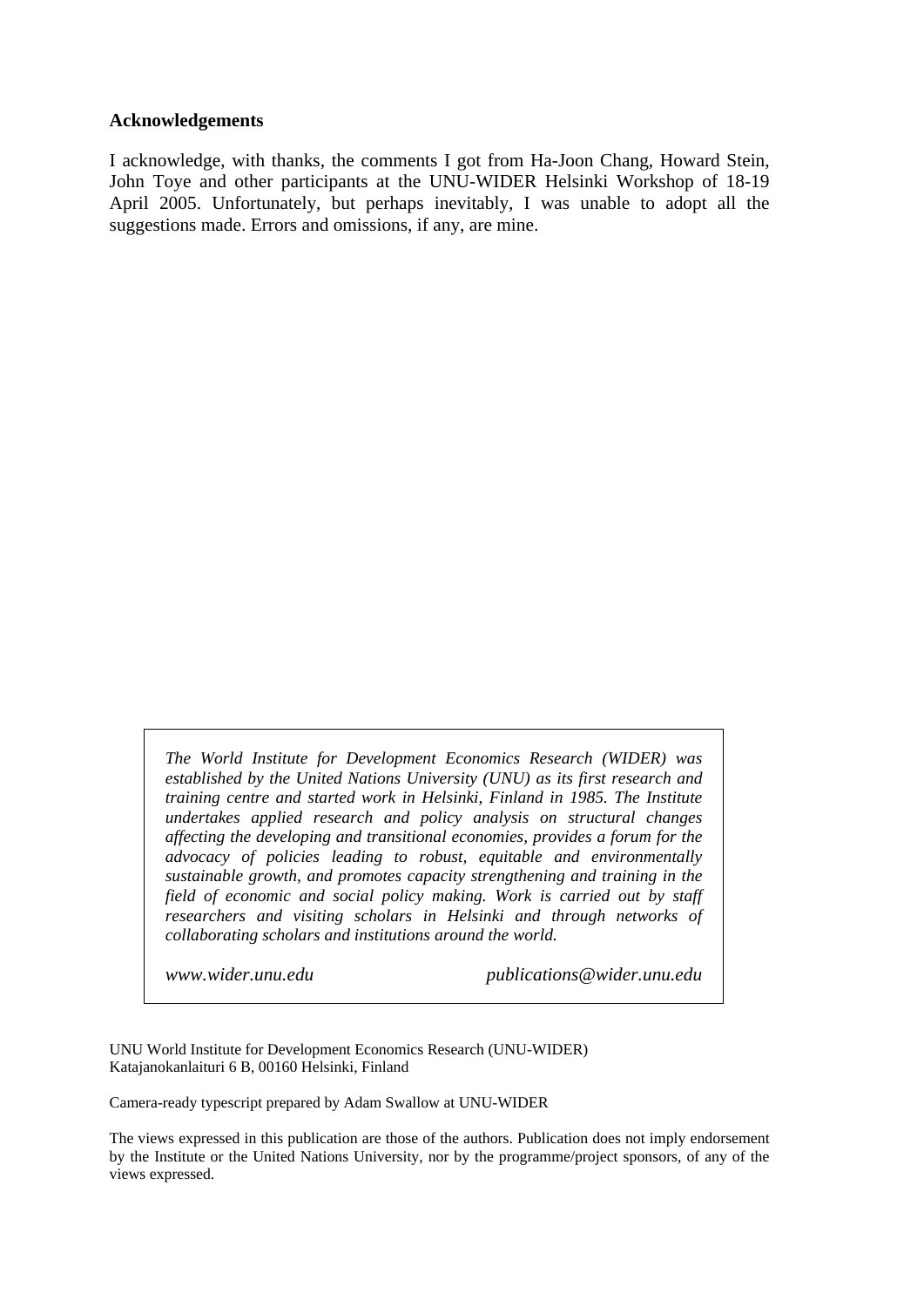**Acknowledgements**

I acknowledge, with thanks, the comments I got from Ha-Joon Chang, Howard Stein, John Toye and other participants at the UNU-WIDER Helsinki Workshop of 18-19 April 2005. Unfortunately, but perhaps inevitably, I was unable to adopt all the suggestions made. Errors and omissions, if any, are mine.

*The World Institute for Development Economics Research (WIDER) was established by the United Nations University (UNU) as its first research and training centre and started work in Helsinki, Finland in 1985. The Institute undertakes applied research and policy analysis on structural changes affecting the developing and transitional economies, provides a forum for the advocacy of policies leading to robust, equitable and environmentally sustainable growth, and promotes capacity strengthening and training in the field of economic and social policy making. Work is carried out by staff researchers and visiting scholars in Helsinki and through networks of collaborating scholars and institutions around the world.*

*www.wider.unu.edu* *publications@wider.unu.edu*

UNU World Institute for Development Economics Research (UNU-WIDER)
Katajanokanlaituri 6 B, 00160 Helsinki, Finland

Camera-ready typescript prepared by Adam Swallow at UNU-WIDER

The views expressed in this publication are those of the authors. Publication does not imply endorsement by the Institute or the United Nations University, nor by the programme/project sponsors, of any of the views expressed.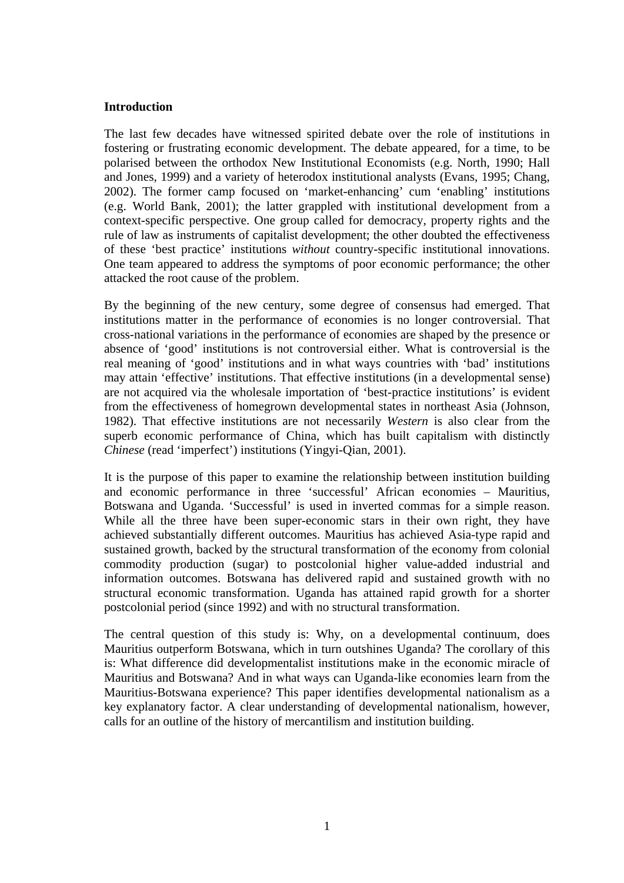## Introduction

The last few decades have witnessed spirited debate over the role of institutions in fostering or frustrating economic development. The debate appeared, for a time, to be polarised between the orthodox New Institutional Economists (e.g. North, 1990; Hall and Jones, 1999) and a variety of heterodox institutional analysts (Evans, 1995; Chang, 2002). The former camp focused on 'market-enhancing' cum 'enabling' institutions (e.g. World Bank, 2001); the latter grappled with institutional development from a context-specific perspective. One group called for democracy, property rights and the rule of law as instruments of capitalist development; the other doubted the effectiveness of these 'best practice' institutions *without* country-specific institutional innovations. One team appeared to address the symptoms of poor economic performance; the other attacked the root cause of the problem.

By the beginning of the new century, some degree of consensus had emerged. That institutions matter in the performance of economies is no longer controversial. That cross-national variations in the performance of economies are shaped by the presence or absence of 'good' institutions is not controversial either. What is controversial is the real meaning of 'good' institutions and in what ways countries with 'bad' institutions may attain 'effective' institutions. That effective institutions (in a developmental sense) are not acquired via the wholesale importation of 'best-practice institutions' is evident from the effectiveness of homegrown developmental states in northeast Asia (Johnson, 1982). That effective institutions are not necessarily *Western* is also clear from the superb economic performance of China, which has built capitalism with distinctly *Chinese* (read 'imperfect') institutions (Yingyi-Qian, 2001).

It is the purpose of this paper to examine the relationship between institution building and economic performance in three 'successful' African economies – Mauritius, Botswana and Uganda. 'Successful' is used in inverted commas for a simple reason. While all the three have been super-economic stars in their own right, they have achieved substantially different outcomes. Mauritius has achieved Asia-type rapid and sustained growth, backed by the structural transformation of the economy from colonial commodity production (sugar) to postcolonial higher value-added industrial and information outcomes. Botswana has delivered rapid and sustained growth with no structural economic transformation. Uganda has attained rapid growth for a shorter postcolonial period (since 1992) and with no structural transformation.

The central question of this study is: Why, on a developmental continuum, does Mauritius outperform Botswana, which in turn outshines Uganda? The corollary of this is: What difference did developmentalist institutions make in the economic miracle of Mauritius and Botswana? And in what ways can Uganda-like economies learn from the Mauritius-Botswana experience? This paper identifies developmental nationalism as a key explanatory factor. A clear understanding of developmental nationalism, however, calls for an outline of the history of mercantilism and institution building.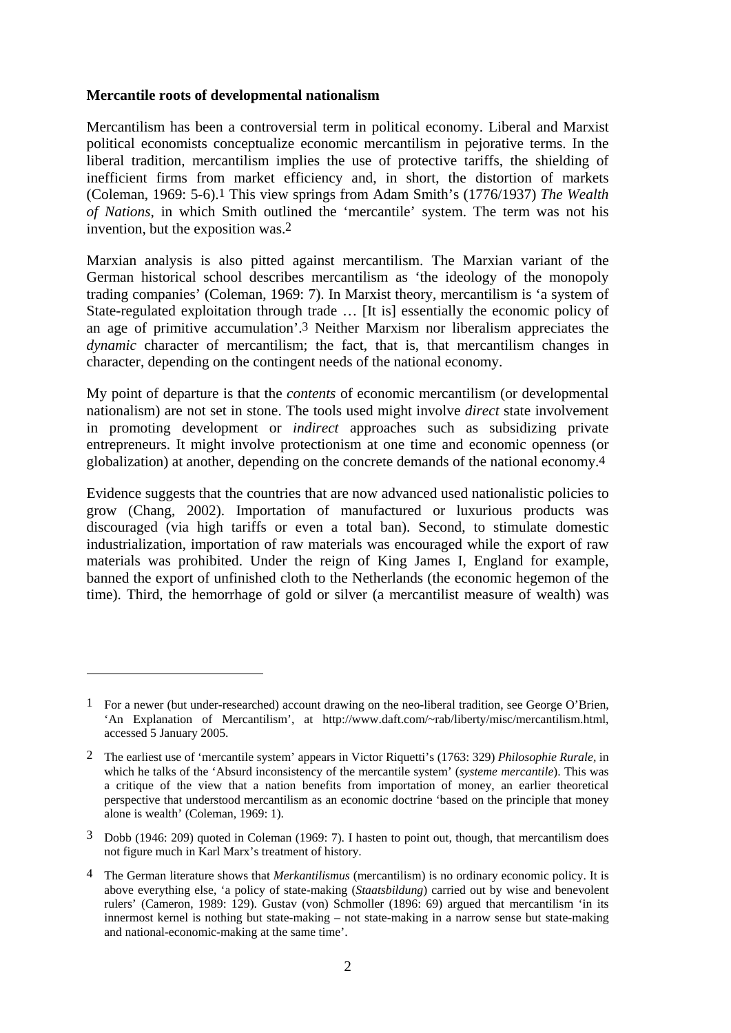**Mercantile roots of developmental nationalism**

Mercantilism has been a controversial term in political economy. Liberal and Marxist political economists conceptualize economic mercantilism in pejorative terms. In the liberal tradition, mercantilism implies the use of protective tariffs, the shielding of inefficient firms from market efficiency and, in short, the distortion of markets (Coleman, 1969: 5-6).[1] This view springs from Adam Smith's (1776/1937) *The Wealth of Nations*, in which Smith outlined the 'mercantile' system. The term was not his invention, but the exposition was.[2]

Marxian analysis is also pitted against mercantilism. The Marxian variant of the German historical school describes mercantilism as 'the ideology of the monopoly trading companies' (Coleman, 1969: 7). In Marxist theory, mercantilism is 'a system of State-regulated exploitation through trade … [It is] essentially the economic policy of an age of primitive accumulation'.[3] Neither Marxism nor liberalism appreciates the *dynamic* character of mercantilism; the fact, that is, that mercantilism changes in character, depending on the contingent needs of the national economy.

My point of departure is that the *contents* of economic mercantilism (or developmental nationalism) are not set in stone. The tools used might involve *direct* state involvement in promoting development or *indirect* approaches such as subsidizing private entrepreneurs. It might involve protectionism at one time and economic openness (or globalization) at another, depending on the concrete demands of the national economy.[4]

Evidence suggests that the countries that are now advanced used nationalistic policies to grow (Chang, 2002). Importation of manufactured or luxurious products was discouraged (via high tariffs or even a total ban). Second, to stimulate domestic industrialization, importation of raw materials was encouraged while the export of raw materials was prohibited. Under the reign of King James I, England for example, banned the export of unfinished cloth to the Netherlands (the economic hegemon of the time). Third, the hemorrhage of gold or silver (a mercantilist measure of wealth) was

---

[1] For a newer (but under-researched) account drawing on the neo-liberal tradition, see George O'Brien, 'An Explanation of Mercantilism', at http://www.daft.com/~rab/liberty/misc/mercantilism.html, accessed 5 January 2005.

[2] The earliest use of 'mercantile system' appears in Victor Riquetti's (1763: 329) *Philosophie Rurale*, in which he talks of the 'Absurd inconsistency of the mercantile system' (*systeme mercantile*). This was a critique of the view that a nation benefits from importation of money, an earlier theoretical perspective that understood mercantilism as an economic doctrine 'based on the principle that money alone is wealth' (Coleman, 1969: 1).

[3] Dobb (1946: 209) quoted in Coleman (1969: 7). I hasten to point out, though, that mercantilism does not figure much in Karl Marx's treatment of history.

[4] The German literature shows that *Merkantilismus* (mercantilism) is no ordinary economic policy. It is above everything else, 'a policy of state-making (*Staatsbildung*) carried out by wise and benevolent rulers' (Cameron, 1989: 129). Gustav (von) Schmoller (1896: 69) argued that mercantilism 'in its innermost kernel is nothing but state-making – not state-making in a narrow sense but state-making and national-economic-making at the same time'.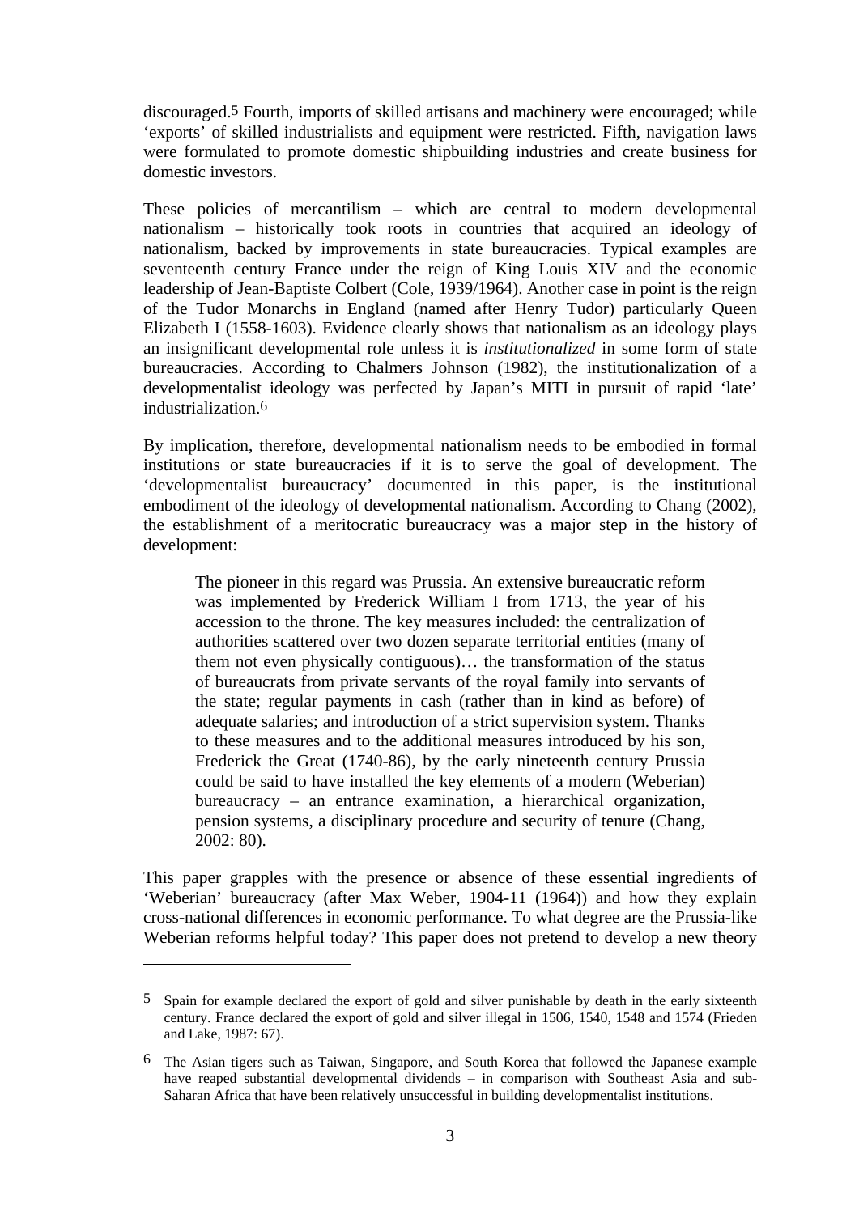discouraged.[5] Fourth, imports of skilled artisans and machinery were encouraged; while 'exports' of skilled industrialists and equipment were restricted. Fifth, navigation laws were formulated to promote domestic shipbuilding industries and create business for domestic investors.

These policies of mercantilism – which are central to modern developmental nationalism – historically took roots in countries that acquired an ideology of nationalism, backed by improvements in state bureaucracies. Typical examples are seventeenth century France under the reign of King Louis XIV and the economic leadership of Jean-Baptiste Colbert (Cole, 1939/1964). Another case in point is the reign of the Tudor Monarchs in England (named after Henry Tudor) particularly Queen Elizabeth I (1558-1603). Evidence clearly shows that nationalism as an ideology plays an insignificant developmental role unless it is *institutionalized* in some form of state bureaucracies. According to Chalmers Johnson (1982), the institutionalization of a developmentalist ideology was perfected by Japan's MITI in pursuit of rapid 'late' industrialization.[6]

By implication, therefore, developmental nationalism needs to be embodied in formal institutions or state bureaucracies if it is to serve the goal of development. The 'developmentalist bureaucracy' documented in this paper, is the institutional embodiment of the ideology of developmental nationalism. According to Chang (2002), the establishment of a meritocratic bureaucracy was a major step in the history of development:

> The pioneer in this regard was Prussia. An extensive bureaucratic reform was implemented by Frederick William I from 1713, the year of his accession to the throne. The key measures included: the centralization of authorities scattered over two dozen separate territorial entities (many of them not even physically contiguous)… the transformation of the status of bureaucrats from private servants of the royal family into servants of the state; regular payments in cash (rather than in kind as before) of adequate salaries; and introduction of a strict supervision system. Thanks to these measures and to the additional measures introduced by his son, Frederick the Great (1740-86), by the early nineteenth century Prussia could be said to have installed the key elements of a modern (Weberian) bureaucracy – an entrance examination, a hierarchical organization, pension systems, a disciplinary procedure and security of tenure (Chang, 2002: 80).

This paper grapples with the presence or absence of these essential ingredients of 'Weberian' bureaucracy (after Max Weber, 1904-11 (1964)) and how they explain cross-national differences in economic performance. To what degree are the Prussia-like Weberian reforms helpful today? This paper does not pretend to develop a new theory

---

[5] Spain for example declared the export of gold and silver punishable by death in the early sixteenth century. France declared the export of gold and silver illegal in 1506, 1540, 1548 and 1574 (Frieden and Lake, 1987: 67).

[6] The Asian tigers such as Taiwan, Singapore, and South Korea that followed the Japanese example have reaped substantial developmental dividends – in comparison with Southeast Asia and sub-Saharan Africa that have been relatively unsuccessful in building developmentalist institutions.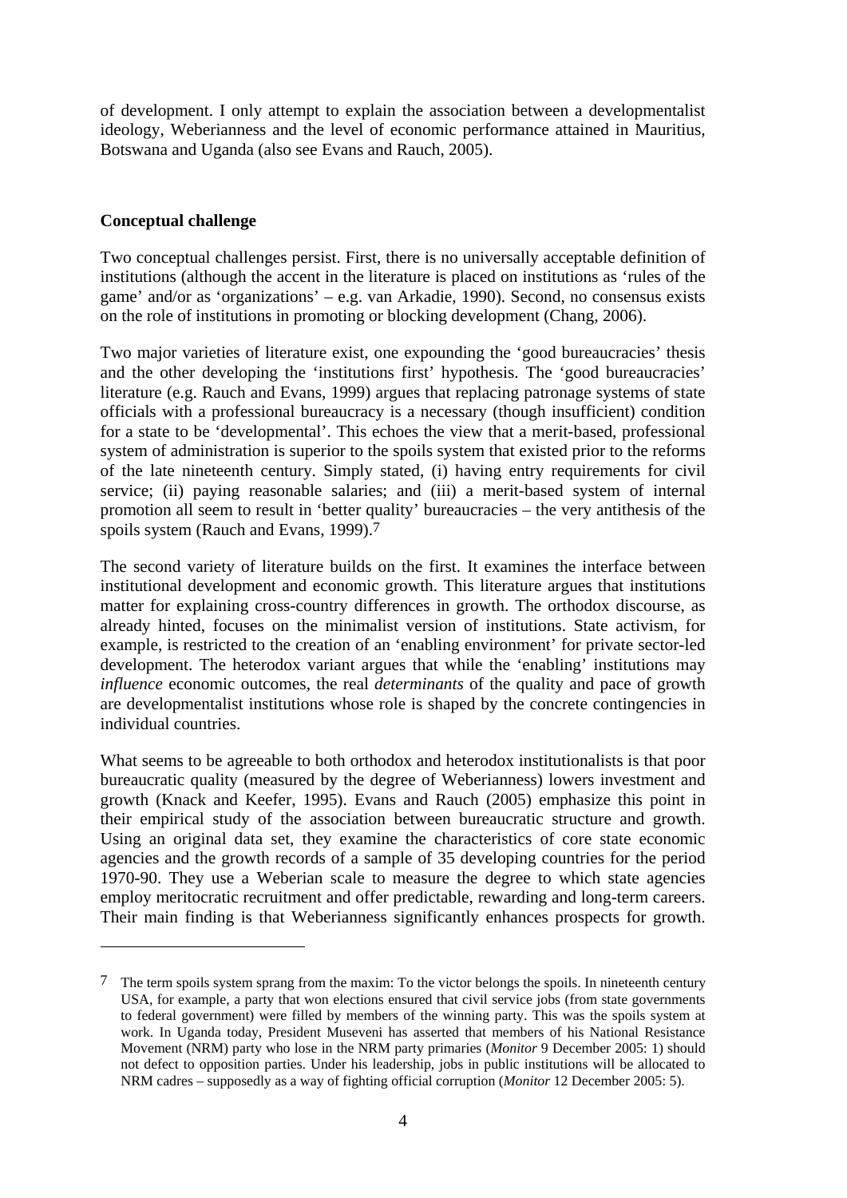of development. I only attempt to explain the association between a developmentalist ideology, Weberianness and the level of economic performance attained in Mauritius, Botswana and Uganda (also see Evans and Rauch, 2005).

**Conceptual challenge**

Two conceptual challenges persist. First, there is no universally acceptable definition of institutions (although the accent in the literature is placed on institutions as 'rules of the game' and/or as 'organizations' – e.g. van Arkadie, 1990). Second, no consensus exists on the role of institutions in promoting or blocking development (Chang, 2006).

Two major varieties of literature exist, one expounding the 'good bureaucracies' thesis and the other developing the 'institutions first' hypothesis. The 'good bureaucracies' literature (e.g. Rauch and Evans, 1999) argues that replacing patronage systems of state officials with a professional bureaucracy is a necessary (though insufficient) condition for a state to be 'developmental'. This echoes the view that a merit-based, professional system of administration is superior to the spoils system that existed prior to the reforms of the late nineteenth century. Simply stated, (i) having entry requirements for civil service; (ii) paying reasonable salaries; and (iii) a merit-based system of internal promotion all seem to result in 'better quality' bureaucracies – the very antithesis of the spoils system (Rauch and Evans, 1999).[7]

The second variety of literature builds on the first. It examines the interface between institutional development and economic growth. This literature argues that institutions matter for explaining cross-country differences in growth. The orthodox discourse, as already hinted, focuses on the minimalist version of institutions. State activism, for example, is restricted to the creation of an 'enabling environment' for private sector-led development. The heterodox variant argues that while the 'enabling' institutions may *influence* economic outcomes, the real *determinants* of the quality and pace of growth are developmentalist institutions whose role is shaped by the concrete contingencies in individual countries.

What seems to be agreeable to both orthodox and heterodox institutionalists is that poor bureaucratic quality (measured by the degree of Weberianness) lowers investment and growth (Knack and Keefer, 1995). Evans and Rauch (2005) emphasize this point in their empirical study of the association between bureaucratic structure and growth. Using an original data set, they examine the characteristics of core state economic agencies and the growth records of a sample of 35 developing countries for the period 1970-90. They use a Weberian scale to measure the degree to which state agencies employ meritocratic recruitment and offer predictable, rewarding and long-term careers. Their main finding is that Weberianness significantly enhances prospects for growth.

---

[7] The term spoils system sprang from the maxim: To the victor belongs the spoils. In nineteenth century USA, for example, a party that won elections ensured that civil service jobs (from state governments to federal government) were filled by members of the winning party. This was the spoils system at work. In Uganda today, President Museveni has asserted that members of his National Resistance Movement (NRM) party who lose in the NRM party primaries (*Monitor* 9 December 2005: 1) should not defect to opposition parties. Under his leadership, jobs in public institutions will be allocated to NRM cadres – supposedly as a way of fighting official corruption (*Monitor* 12 December 2005: 5).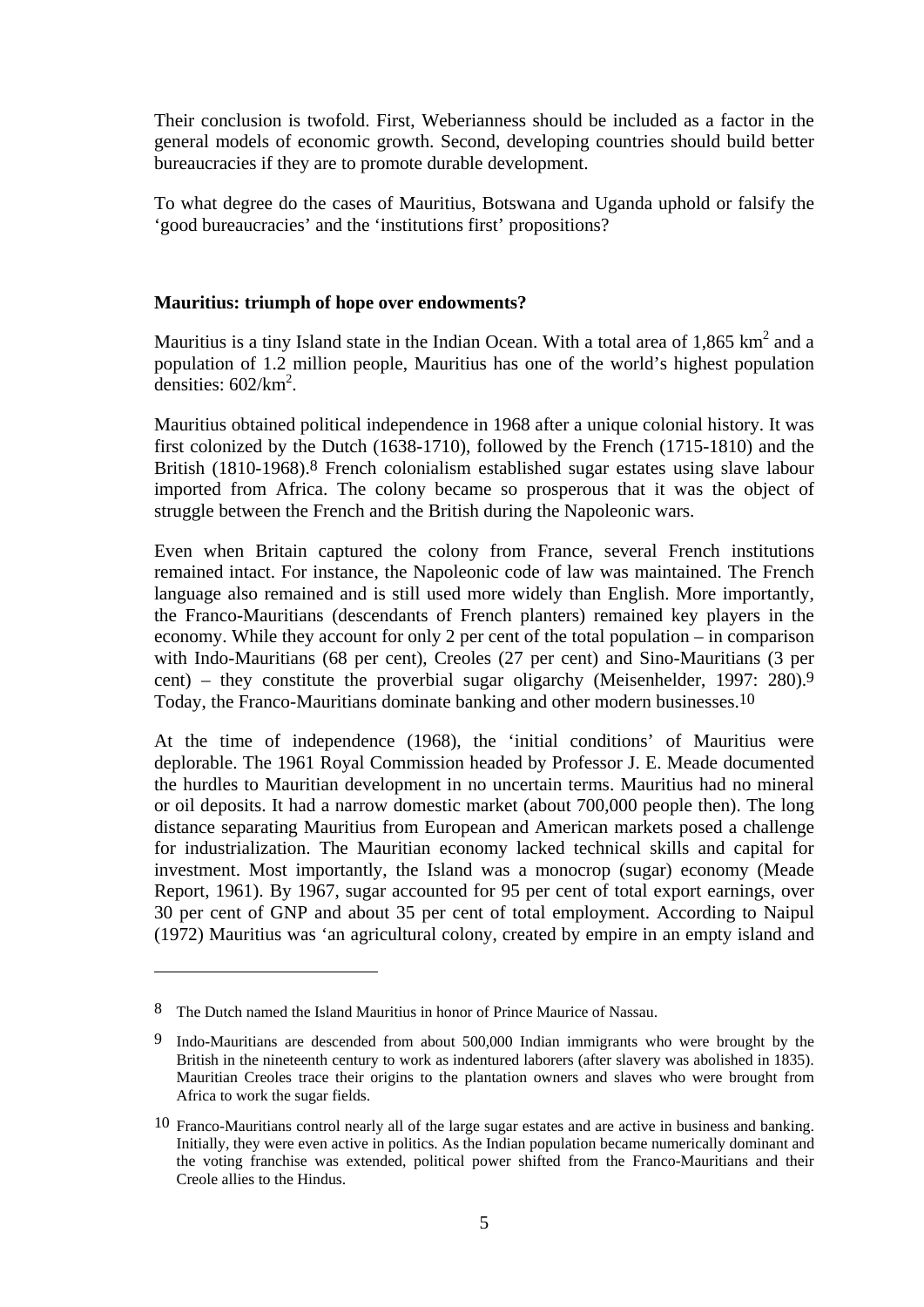Their conclusion is twofold. First, Weberianness should be included as a factor in the general models of economic growth. Second, developing countries should build better bureaucracies if they are to promote durable development.

To what degree do the cases of Mauritius, Botswana and Uganda uphold or falsify the 'good bureaucracies' and the 'institutions first' propositions?

**Mauritius: triumph of hope over endowments?**

Mauritius is a tiny Island state in the Indian Ocean. With a total area of 1,865 km$^2$ and a population of 1.2 million people, Mauritius has one of the world's highest population densities: 602/km$^2$.

Mauritius obtained political independence in 1968 after a unique colonial history. It was first colonized by the Dutch (1638-1710), followed by the French (1715-1810) and the British (1810-1968).[8] French colonialism established sugar estates using slave labour imported from Africa. The colony became so prosperous that it was the object of struggle between the French and the British during the Napoleonic wars.

Even when Britain captured the colony from France, several French institutions remained intact. For instance, the Napoleonic code of law was maintained. The French language also remained and is still used more widely than English. More importantly, the Franco-Mauritians (descendants of French planters) remained key players in the economy. While they account for only 2 per cent of the total population – in comparison with Indo-Mauritians (68 per cent), Creoles (27 per cent) and Sino-Mauritians (3 per cent) – they constitute the proverbial sugar oligarchy (Meisenhelder, 1997: 280).[9] Today, the Franco-Mauritians dominate banking and other modern businesses.[10]

At the time of independence (1968), the 'initial conditions' of Mauritius were deplorable. The 1961 Royal Commission headed by Professor J. E. Meade documented the hurdles to Mauritian development in no uncertain terms. Mauritius had no mineral or oil deposits. It had a narrow domestic market (about 700,000 people then). The long distance separating Mauritius from European and American markets posed a challenge for industrialization. The Mauritian economy lacked technical skills and capital for investment. Most importantly, the Island was a monocrop (sugar) economy (Meade Report, 1961). By 1967, sugar accounted for 95 per cent of total export earnings, over 30 per cent of GNP and about 35 per cent of total employment. According to Naipul (1972) Mauritius was 'an agricultural colony, created by empire in an empty island and

---

8 The Dutch named the Island Mauritius in honor of Prince Maurice of Nassau.

9 Indo-Mauritians are descended from about 500,000 Indian immigrants who were brought by the British in the nineteenth century to work as indentured laborers (after slavery was abolished in 1835). Mauritian Creoles trace their origins to the plantation owners and slaves who were brought from Africa to work the sugar fields.

10 Franco-Mauritians control nearly all of the large sugar estates and are active in business and banking. Initially, they were even active in politics. As the Indian population became numerically dominant and the voting franchise was extended, political power shifted from the Franco-Mauritians and their Creole allies to the Hindus.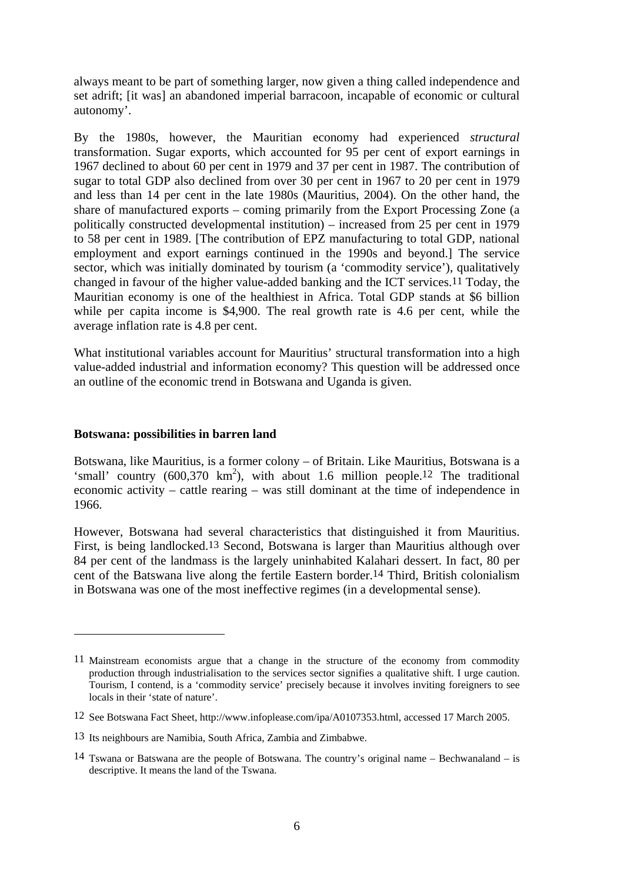always meant to be part of something larger, now given a thing called independence and set adrift; [it was] an abandoned imperial barracoon, incapable of economic or cultural autonomy'.

By the 1980s, however, the Mauritian economy had experienced *structural* transformation. Sugar exports, which accounted for 95 per cent of export earnings in 1967 declined to about 60 per cent in 1979 and 37 per cent in 1987. The contribution of sugar to total GDP also declined from over 30 per cent in 1967 to 20 per cent in 1979 and less than 14 per cent in the late 1980s (Mauritius, 2004). On the other hand, the share of manufactured exports – coming primarily from the Export Processing Zone (a politically constructed developmental institution) – increased from 25 per cent in 1979 to 58 per cent in 1989. [The contribution of EPZ manufacturing to total GDP, national employment and export earnings continued in the 1990s and beyond.] The service sector, which was initially dominated by tourism (a 'commodity service'), qualitatively changed in favour of the higher value-added banking and the ICT services.[11] Today, the Mauritian economy is one of the healthiest in Africa. Total GDP stands at $6 billion while per capita income is $4,900. The real growth rate is 4.6 per cent, while the average inflation rate is 4.8 per cent.

What institutional variables account for Mauritius' structural transformation into a high value-added industrial and information economy? This question will be addressed once an outline of the economic trend in Botswana and Uganda is given.

### Botswana: possibilities in barren land

Botswana, like Mauritius, is a former colony – of Britain. Like Mauritius, Botswana is a 'small' country (600,370 km$^2$), with about 1.6 million people.[12] The traditional economic activity – cattle rearing – was still dominant at the time of independence in 1966.

However, Botswana had several characteristics that distinguished it from Mauritius. First, is being landlocked.[13] Second, Botswana is larger than Mauritius although over 84 per cent of the landmass is the largely uninhabited Kalahari dessert. In fact, 80 per cent of the Batswana live along the fertile Eastern border.[14] Third, British colonialism in Botswana was one of the most ineffective regimes (in a developmental sense).

---

[11] Mainstream economists argue that a change in the structure of the economy from commodity production through industrialisation to the services sector signifies a qualitative shift. I urge caution. Tourism, I contend, is a 'commodity service' precisely because it involves inviting foreigners to see locals in their 'state of nature'.

[12] See Botswana Fact Sheet, http://www.infoplease.com/ipa/A0107353.html, accessed 17 March 2005.

[13] Its neighbours are Namibia, South Africa, Zambia and Zimbabwe.

[14] Tswana or Batswana are the people of Botswana. The country's original name – Bechwanaland – is descriptive. It means the land of the Tswana.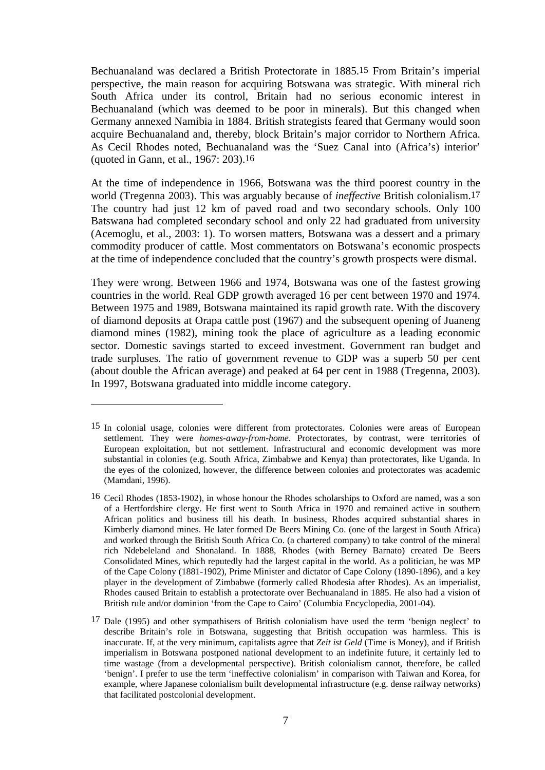Bechuanaland was declared a British Protectorate in 1885.[15] From Britain's imperial perspective, the main reason for acquiring Botswana was strategic. With mineral rich South Africa under its control, Britain had no serious economic interest in Bechuanaland (which was deemed to be poor in minerals). But this changed when Germany annexed Namibia in 1884. British strategists feared that Germany would soon acquire Bechuanaland and, thereby, block Britain's major corridor to Northern Africa. As Cecil Rhodes noted, Bechuanaland was the 'Suez Canal into (Africa's) interior' (quoted in Gann, et al., 1967: 203).[16]

At the time of independence in 1966, Botswana was the third poorest country in the world (Tregenna 2003). This was arguably because of *ineffective* British colonialism.[17] The country had just 12 km of paved road and two secondary schools. Only 100 Batswana had completed secondary school and only 22 had graduated from university (Acemoglu, et al., 2003: 1). To worsen matters, Botswana was a dessert and a primary commodity producer of cattle. Most commentators on Botswana's economic prospects at the time of independence concluded that the country's growth prospects were dismal.

They were wrong. Between 1966 and 1974, Botswana was one of the fastest growing countries in the world. Real GDP growth averaged 16 per cent between 1970 and 1974. Between 1975 and 1989, Botswana maintained its rapid growth rate. With the discovery of diamond deposits at Orapa cattle post (1967) and the subsequent opening of Juaneng diamond mines (1982), mining took the place of agriculture as a leading economic sector. Domestic savings started to exceed investment. Government ran budget and trade surpluses. The ratio of government revenue to GDP was a superb 50 per cent (about double the African average) and peaked at 64 per cent in 1988 (Tregenna, 2003). In 1997, Botswana graduated into middle income category.

---

[15] In colonial usage, colonies were different from protectorates. Colonies were areas of European settlement. They were *homes-away-from-home*. Protectorates, by contrast, were territories of European exploitation, but not settlement. Infrastructural and economic development was more substantial in colonies (e.g. South Africa, Zimbabwe and Kenya) than protectorates, like Uganda. In the eyes of the colonized, however, the difference between colonies and protectorates was academic (Mamdani, 1996).

[16] Cecil Rhodes (1853-1902), in whose honour the Rhodes scholarships to Oxford are named, was a son of a Hertfordshire clergy. He first went to South Africa in 1970 and remained active in southern African politics and business till his death. In business, Rhodes acquired substantial shares in Kimberly diamond mines. He later formed De Beers Mining Co. (one of the largest in South Africa) and worked through the British South Africa Co. (a chartered company) to take control of the mineral rich Ndebeleland and Shonaland. In 1888, Rhodes (with Berney Barnato) created De Beers Consolidated Mines, which reputedly had the largest capital in the world. As a politician, he was MP of the Cape Colony (1881-1902), Prime Minister and dictator of Cape Colony (1890-1896), and a key player in the development of Zimbabwe (formerly called Rhodesia after Rhodes). As an imperialist, Rhodes caused Britain to establish a protectorate over Bechuanaland in 1885. He also had a vision of British rule and/or dominion 'from the Cape to Cairo' (Columbia Encyclopedia, 2001-04).

[17] Dale (1995) and other sympathisers of British colonialism have used the term 'benign neglect' to describe Britain's role in Botswana, suggesting that British occupation was harmless. This is inaccurate. If, at the very minimum, capitalists agree that *Zeit ist Geld* (Time is Money), and if British imperialism in Botswana postponed national development to an indefinite future, it certainly led to time wastage (from a developmental perspective). British colonialism cannot, therefore, be called 'benign'. I prefer to use the term 'ineffective colonialism' in comparison with Taiwan and Korea, for example, where Japanese colonialism built developmental infrastructure (e.g. dense railway networks) that facilitated postcolonial development.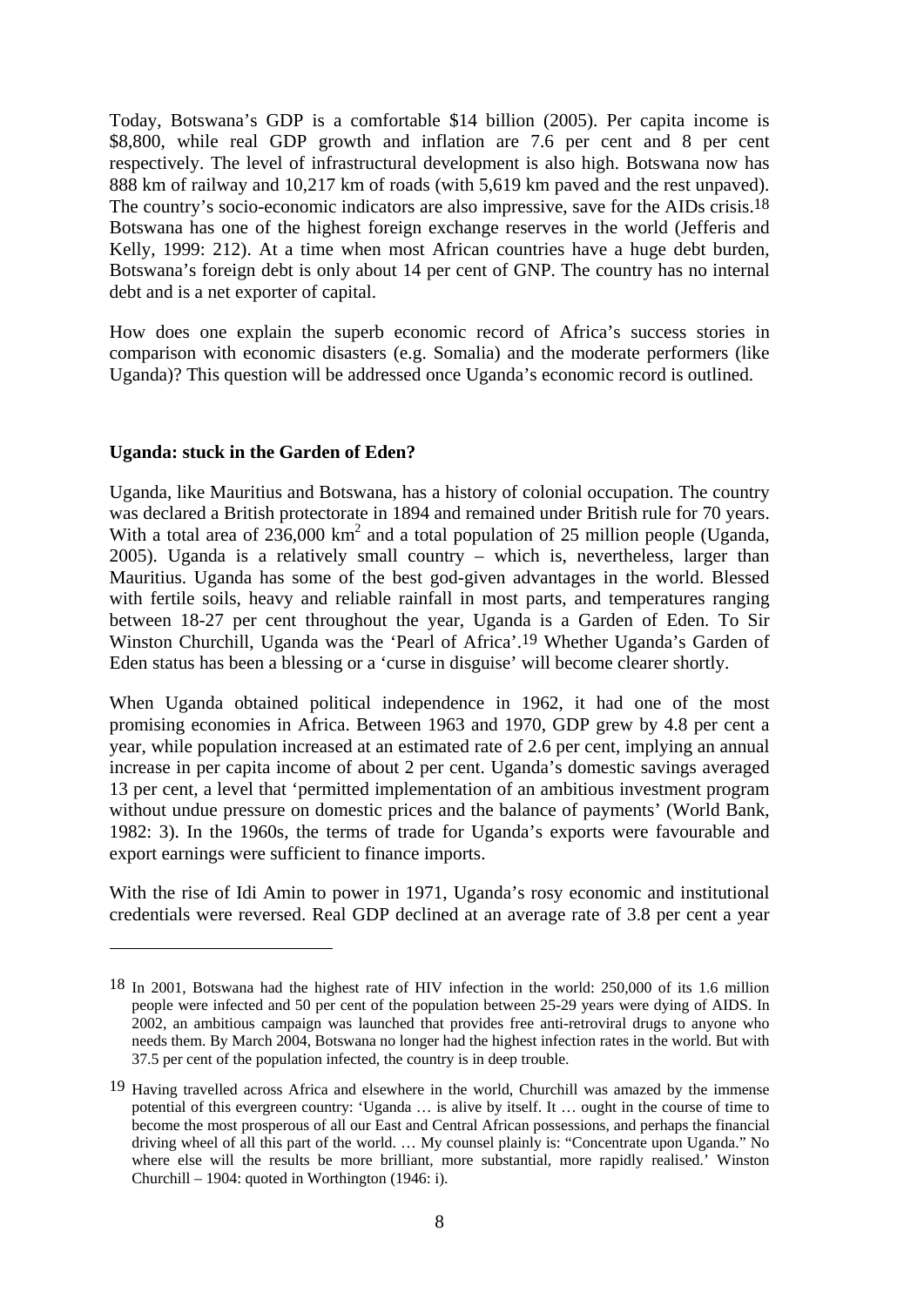Today, Botswana's GDP is a comfortable \$14 billion (2005). Per capita income is \$8,800, while real GDP growth and inflation are 7.6 per cent and 8 per cent respectively. The level of infrastructural development is also high. Botswana now has 888 km of railway and 10,217 km of roads (with 5,619 km paved and the rest unpaved). The country's socio-economic indicators are also impressive, save for the AIDs crisis.[18] Botswana has one of the highest foreign exchange reserves in the world (Jefferis and Kelly, 1999: 212). At a time when most African countries have a huge debt burden, Botswana's foreign debt is only about 14 per cent of GNP. The country has no internal debt and is a net exporter of capital.

How does one explain the superb economic record of Africa's success stories in comparison with economic disasters (e.g. Somalia) and the moderate performers (like Uganda)? This question will be addressed once Uganda's economic record is outlined.

### Uganda: stuck in the Garden of Eden?

Uganda, like Mauritius and Botswana, has a history of colonial occupation. The country was declared a British protectorate in 1894 and remained under British rule for 70 years. With a total area of 236,000 km$^2$ and a total population of 25 million people (Uganda, 2005). Uganda is a relatively small country – which is, nevertheless, larger than Mauritius. Uganda has some of the best god-given advantages in the world. Blessed with fertile soils, heavy and reliable rainfall in most parts, and temperatures ranging between 18-27 per cent throughout the year, Uganda is a Garden of Eden. To Sir Winston Churchill, Uganda was the 'Pearl of Africa'.[19] Whether Uganda's Garden of Eden status has been a blessing or a 'curse in disguise' will become clearer shortly.

When Uganda obtained political independence in 1962, it had one of the most promising economies in Africa. Between 1963 and 1970, GDP grew by 4.8 per cent a year, while population increased at an estimated rate of 2.6 per cent, implying an annual increase in per capita income of about 2 per cent. Uganda's domestic savings averaged 13 per cent, a level that 'permitted implementation of an ambitious investment program without undue pressure on domestic prices and the balance of payments' (World Bank, 1982: 3). In the 1960s, the terms of trade for Uganda's exports were favourable and export earnings were sufficient to finance imports.

With the rise of Idi Amin to power in 1971, Uganda's rosy economic and institutional credentials were reversed. Real GDP declined at an average rate of 3.8 per cent a year

---

[18] In 2001, Botswana had the highest rate of HIV infection in the world: 250,000 of its 1.6 million people were infected and 50 per cent of the population between 25-29 years were dying of AIDS. In 2002, an ambitious campaign was launched that provides free anti-retroviral drugs to anyone who needs them. By March 2004, Botswana no longer had the highest infection rates in the world. But with 37.5 per cent of the population infected, the country is in deep trouble.

[19] Having travelled across Africa and elsewhere in the world, Churchill was amazed by the immense potential of this evergreen country: 'Uganda … is alive by itself. It … ought in the course of time to become the most prosperous of all our East and Central African possessions, and perhaps the financial driving wheel of all this part of the world. … My counsel plainly is: "Concentrate upon Uganda." No where else will the results be more brilliant, more substantial, more rapidly realised.' Winston Churchill – 1904: quoted in Worthington (1946: i).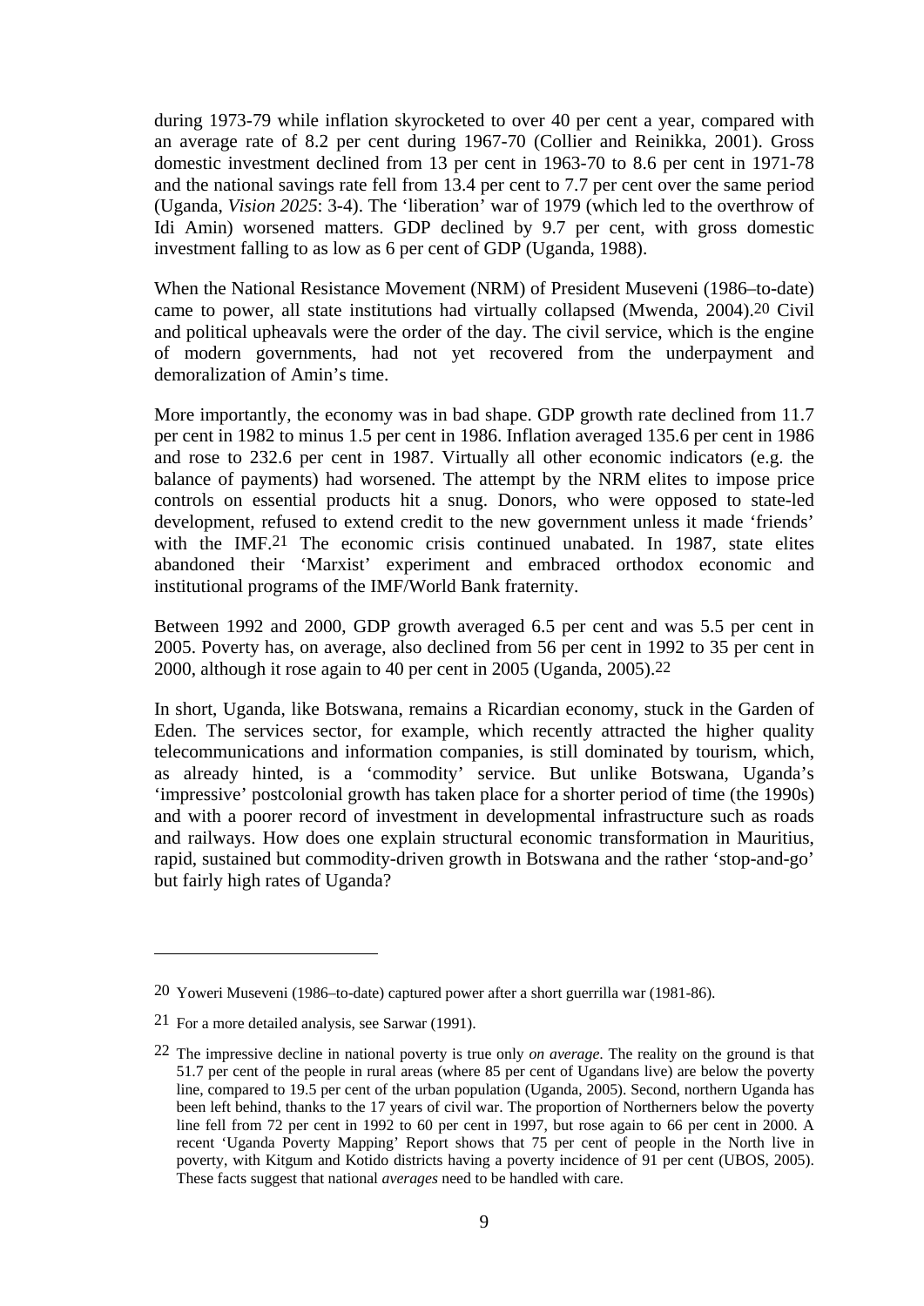during 1973-79 while inflation skyrocketed to over 40 per cent a year, compared with an average rate of 8.2 per cent during 1967-70 (Collier and Reinikka, 2001). Gross domestic investment declined from 13 per cent in 1963-70 to 8.6 per cent in 1971-78 and the national savings rate fell from 13.4 per cent to 7.7 per cent over the same period (Uganda, *Vision 2025*: 3-4). The 'liberation' war of 1979 (which led to the overthrow of Idi Amin) worsened matters. GDP declined by 9.7 per cent, with gross domestic investment falling to as low as 6 per cent of GDP (Uganda, 1988).

When the National Resistance Movement (NRM) of President Museveni (1986–to-date) came to power, all state institutions had virtually collapsed (Mwenda, 2004).[20] Civil and political upheavals were the order of the day. The civil service, which is the engine of modern governments, had not yet recovered from the underpayment and demoralization of Amin's time.

More importantly, the economy was in bad shape. GDP growth rate declined from 11.7 per cent in 1982 to minus 1.5 per cent in 1986. Inflation averaged 135.6 per cent in 1986 and rose to 232.6 per cent in 1987. Virtually all other economic indicators (e.g. the balance of payments) had worsened. The attempt by the NRM elites to impose price controls on essential products hit a snug. Donors, who were opposed to state-led development, refused to extend credit to the new government unless it made 'friends' with the IMF.[21] The economic crisis continued unabated. In 1987, state elites abandoned their 'Marxist' experiment and embraced orthodox economic and institutional programs of the IMF/World Bank fraternity.

Between 1992 and 2000, GDP growth averaged 6.5 per cent and was 5.5 per cent in 2005. Poverty has, on average, also declined from 56 per cent in 1992 to 35 per cent in 2000, although it rose again to 40 per cent in 2005 (Uganda, 2005).[22]

In short, Uganda, like Botswana, remains a Ricardian economy, stuck in the Garden of Eden. The services sector, for example, which recently attracted the higher quality telecommunications and information companies, is still dominated by tourism, which, as already hinted, is a 'commodity' service. But unlike Botswana, Uganda's 'impressive' postcolonial growth has taken place for a shorter period of time (the 1990s) and with a poorer record of investment in developmental infrastructure such as roads and railways. How does one explain structural economic transformation in Mauritius, rapid, sustained but commodity-driven growth in Botswana and the rather 'stop-and-go' but fairly high rates of Uganda?

---

[20] Yoweri Museveni (1986–to-date) captured power after a short guerrilla war (1981-86).

[21] For a more detailed analysis, see Sarwar (1991).

[22] The impressive decline in national poverty is true only *on average*. The reality on the ground is that 51.7 per cent of the people in rural areas (where 85 per cent of Ugandans live) are below the poverty line, compared to 19.5 per cent of the urban population (Uganda, 2005). Second, northern Uganda has been left behind, thanks to the 17 years of civil war. The proportion of Northerners below the poverty line fell from 72 per cent in 1992 to 60 per cent in 1997, but rose again to 66 per cent in 2000. A recent 'Uganda Poverty Mapping' Report shows that 75 per cent of people in the North live in poverty, with Kitgum and Kotido districts having a poverty incidence of 91 per cent (UBOS, 2005). These facts suggest that national *averages* need to be handled with care.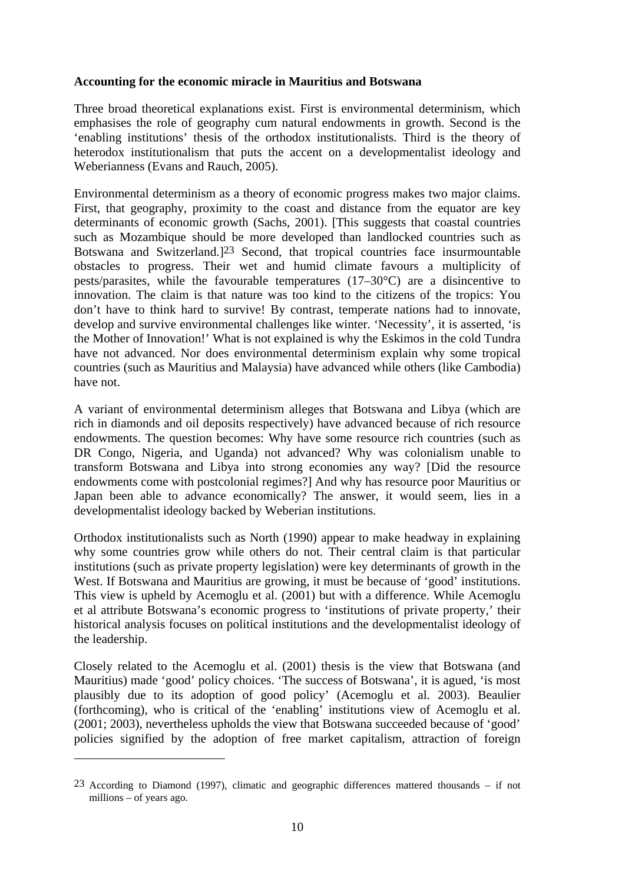**Accounting for the economic miracle in Mauritius and Botswana**

Three broad theoretical explanations exist. First is environmental determinism, which emphasises the role of geography cum natural endowments in growth. Second is the 'enabling institutions' thesis of the orthodox institutionalists. Third is the theory of heterodox institutionalism that puts the accent on a developmentalist ideology and Weberianness (Evans and Rauch, 2005).

Environmental determinism as a theory of economic progress makes two major claims. First, that geography, proximity to the coast and distance from the equator are key determinants of economic growth (Sachs, 2001). [This suggests that coastal countries such as Mozambique should be more developed than landlocked countries such as Botswana and Switzerland.][23] Second, that tropical countries face insurmountable obstacles to progress. Their wet and humid climate favours a multiplicity of pests/parasites, while the favourable temperatures (17–30°C) are a disincentive to innovation. The claim is that nature was too kind to the citizens of the tropics: You don't have to think hard to survive! By contrast, temperate nations had to innovate, develop and survive environmental challenges like winter. 'Necessity', it is asserted, 'is the Mother of Innovation!' What is not explained is why the Eskimos in the cold Tundra have not advanced. Nor does environmental determinism explain why some tropical countries (such as Mauritius and Malaysia) have advanced while others (like Cambodia) have not.

A variant of environmental determinism alleges that Botswana and Libya (which are rich in diamonds and oil deposits respectively) have advanced because of rich resource endowments. The question becomes: Why have some resource rich countries (such as DR Congo, Nigeria, and Uganda) not advanced? Why was colonialism unable to transform Botswana and Libya into strong economies any way? [Did the resource endowments come with postcolonial regimes?] And why has resource poor Mauritius or Japan been able to advance economically? The answer, it would seem, lies in a developmentalist ideology backed by Weberian institutions.

Orthodox institutionalists such as North (1990) appear to make headway in explaining why some countries grow while others do not. Their central claim is that particular institutions (such as private property legislation) were key determinants of growth in the West. If Botswana and Mauritius are growing, it must be because of 'good' institutions. This view is upheld by Acemoglu et al. (2001) but with a difference. While Acemoglu et al attribute Botswana's economic progress to 'institutions of private property,' their historical analysis focuses on political institutions and the developmentalist ideology of the leadership.

Closely related to the Acemoglu et al. (2001) thesis is the view that Botswana (and Mauritius) made 'good' policy choices. 'The success of Botswana', it is agued, 'is most plausibly due to its adoption of good policy' (Acemoglu et al. 2003). Beaulier (forthcoming), who is critical of the 'enabling' institutions view of Acemoglu et al. (2001; 2003), nevertheless upholds the view that Botswana succeeded because of 'good' policies signified by the adoption of free market capitalism, attraction of foreign

---

[23] According to Diamond (1997), climatic and geographic differences mattered thousands – if not millions – of years ago.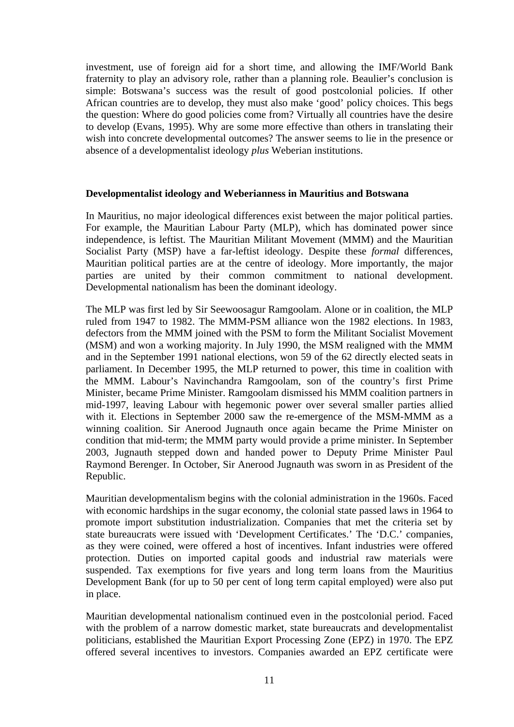investment, use of foreign aid for a short time, and allowing the IMF/World Bank fraternity to play an advisory role, rather than a planning role. Beaulier's conclusion is simple: Botswana's success was the result of good postcolonial policies. If other African countries are to develop, they must also make 'good' policy choices. This begs the question: Where do good policies come from? Virtually all countries have the desire to develop (Evans, 1995). Why are some more effective than others in translating their wish into concrete developmental outcomes? The answer seems to lie in the presence or absence of a developmentalist ideology *plus* Weberian institutions.

**Developmentalist ideology and Weberianness in Mauritius and Botswana**

In Mauritius, no major ideological differences exist between the major political parties. For example, the Mauritian Labour Party (MLP), which has dominated power since independence, is leftist. The Mauritian Militant Movement (MMM) and the Mauritian Socialist Party (MSP) have a far-leftist ideology. Despite these *formal* differences, Mauritian political parties are at the centre of ideology. More importantly, the major parties are united by their common commitment to national development. Developmental nationalism has been the dominant ideology.

The MLP was first led by Sir Seewoosagur Ramgoolam. Alone or in coalition, the MLP ruled from 1947 to 1982. The MMM-PSM alliance won the 1982 elections. In 1983, defectors from the MMM joined with the PSM to form the Militant Socialist Movement (MSM) and won a working majority. In July 1990, the MSM realigned with the MMM and in the September 1991 national elections, won 59 of the 62 directly elected seats in parliament. In December 1995, the MLP returned to power, this time in coalition with the MMM. Labour's Navinchandra Ramgoolam, son of the country's first Prime Minister, became Prime Minister. Ramgoolam dismissed his MMM coalition partners in mid-1997, leaving Labour with hegemonic power over several smaller parties allied with it. Elections in September 2000 saw the re-emergence of the MSM-MMM as a winning coalition. Sir Anerood Jugnauth once again became the Prime Minister on condition that mid-term; the MMM party would provide a prime minister. In September 2003, Jugnauth stepped down and handed power to Deputy Prime Minister Paul Raymond Berenger. In October, Sir Anerood Jugnauth was sworn in as President of the Republic.

Mauritian developmentalism begins with the colonial administration in the 1960s. Faced with economic hardships in the sugar economy, the colonial state passed laws in 1964 to promote import substitution industrialization. Companies that met the criteria set by state bureaucrats were issued with 'Development Certificates.' The 'D.C.' companies, as they were coined, were offered a host of incentives. Infant industries were offered protection. Duties on imported capital goods and industrial raw materials were suspended. Tax exemptions for five years and long term loans from the Mauritius Development Bank (for up to 50 per cent of long term capital employed) were also put in place.

Mauritian developmental nationalism continued even in the postcolonial period. Faced with the problem of a narrow domestic market, state bureaucrats and developmentalist politicians, established the Mauritian Export Processing Zone (EPZ) in 1970. The EPZ offered several incentives to investors. Companies awarded an EPZ certificate were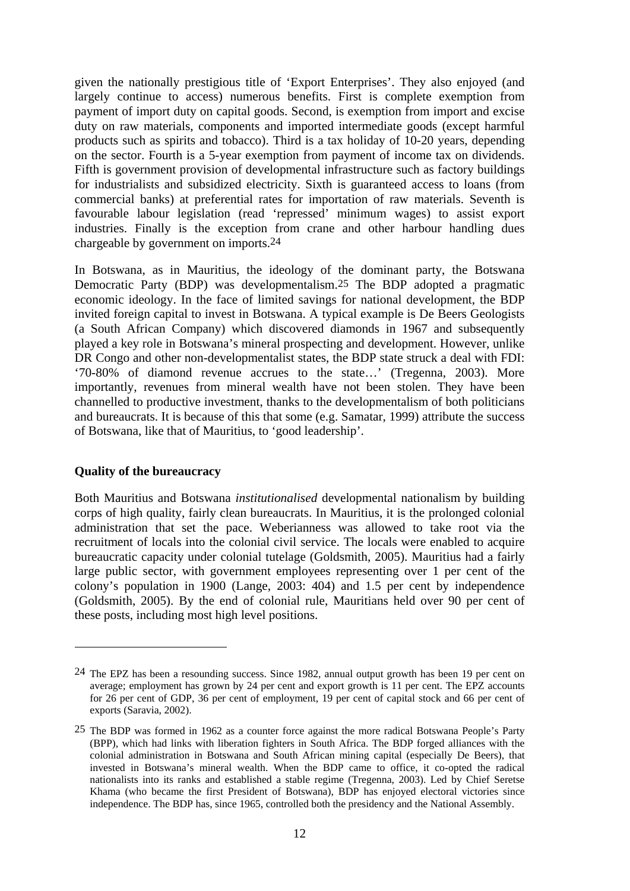given the nationally prestigious title of 'Export Enterprises'. They also enjoyed (and largely continue to access) numerous benefits. First is complete exemption from payment of import duty on capital goods. Second, is exemption from import and excise duty on raw materials, components and imported intermediate goods (except harmful products such as spirits and tobacco). Third is a tax holiday of 10-20 years, depending on the sector. Fourth is a 5-year exemption from payment of income tax on dividends. Fifth is government provision of developmental infrastructure such as factory buildings for industrialists and subsidized electricity. Sixth is guaranteed access to loans (from commercial banks) at preferential rates for importation of raw materials. Seventh is favourable labour legislation (read 'repressed' minimum wages) to assist export industries. Finally is the exception from crane and other harbour handling dues chargeable by government on imports.[24]

In Botswana, as in Mauritius, the ideology of the dominant party, the Botswana Democratic Party (BDP) was developmentalism.[25] The BDP adopted a pragmatic economic ideology. In the face of limited savings for national development, the BDP invited foreign capital to invest in Botswana. A typical example is De Beers Geologists (a South African Company) which discovered diamonds in 1967 and subsequently played a key role in Botswana's mineral prospecting and development. However, unlike DR Congo and other non-developmentalist states, the BDP state struck a deal with FDI: '70-80% of diamond revenue accrues to the state…' (Tregenna, 2003). More importantly, revenues from mineral wealth have not been stolen. They have been channelled to productive investment, thanks to the developmentalism of both politicians and bureaucrats. It is because of this that some (e.g. Samatar, 1999) attribute the success of Botswana, like that of Mauritius, to 'good leadership'.

**Quality of the bureaucracy**

Both Mauritius and Botswana *institutionalised* developmental nationalism by building corps of high quality, fairly clean bureaucrats. In Mauritius, it is the prolonged colonial administration that set the pace. Weberianness was allowed to take root via the recruitment of locals into the colonial civil service. The locals were enabled to acquire bureaucratic capacity under colonial tutelage (Goldsmith, 2005). Mauritius had a fairly large public sector, with government employees representing over 1 per cent of the colony's population in 1900 (Lange, 2003: 404) and 1.5 per cent by independence (Goldsmith, 2005). By the end of colonial rule, Mauritians held over 90 per cent of these posts, including most high level positions.

---

[24] The EPZ has been a resounding success. Since 1982, annual output growth has been 19 per cent on average; employment has grown by 24 per cent and export growth is 11 per cent. The EPZ accounts for 26 per cent of GDP, 36 per cent of employment, 19 per cent of capital stock and 66 per cent of exports (Saravia, 2002).

[25] The BDP was formed in 1962 as a counter force against the more radical Botswana People's Party (BPP), which had links with liberation fighters in South Africa. The BDP forged alliances with the colonial administration in Botswana and South African mining capital (especially De Beers), that invested in Botswana's mineral wealth. When the BDP came to office, it co-opted the radical nationalists into its ranks and established a stable regime (Tregenna, 2003). Led by Chief Seretse Khama (who became the first President of Botswana), BDP has enjoyed electoral victories since independence. The BDP has, since 1965, controlled both the presidency and the National Assembly.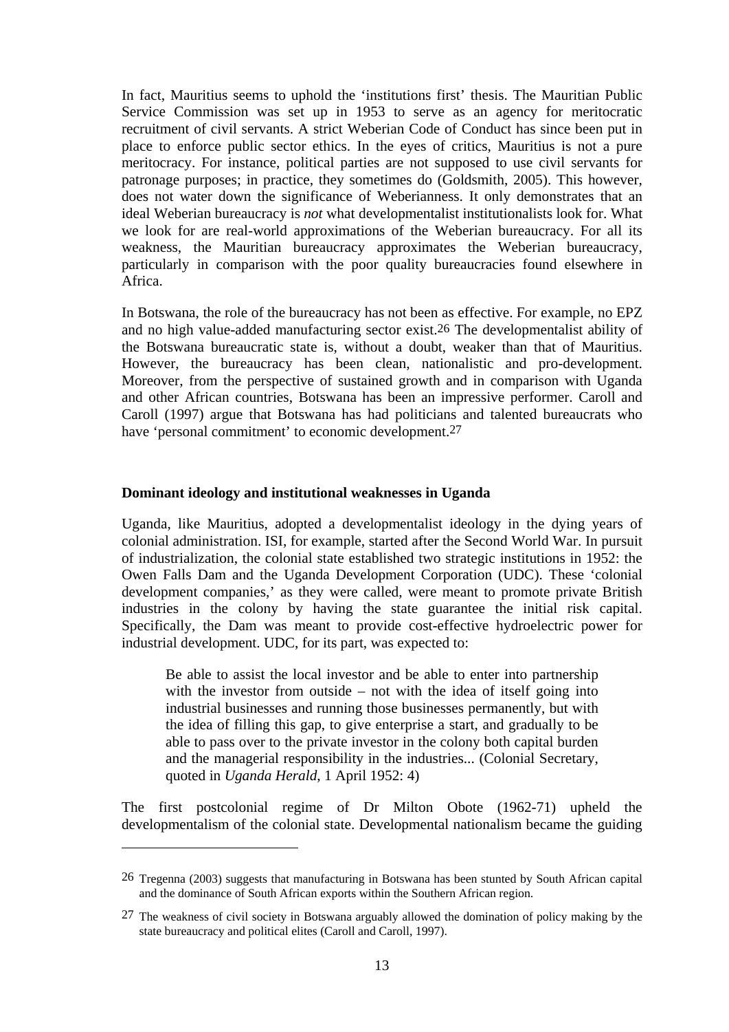In fact, Mauritius seems to uphold the 'institutions first' thesis. The Mauritian Public Service Commission was set up in 1953 to serve as an agency for meritocratic recruitment of civil servants. A strict Weberian Code of Conduct has since been put in place to enforce public sector ethics. In the eyes of critics, Mauritius is not a pure meritocracy. For instance, political parties are not supposed to use civil servants for patronage purposes; in practice, they sometimes do (Goldsmith, 2005). This however, does not water down the significance of Weberianness. It only demonstrates that an ideal Weberian bureaucracy is *not* what developmentalist institutionalists look for. What we look for are real-world approximations of the Weberian bureaucracy. For all its weakness, the Mauritian bureaucracy approximates the Weberian bureaucracy, particularly in comparison with the poor quality bureaucracies found elsewhere in Africa.

In Botswana, the role of the bureaucracy has not been as effective. For example, no EPZ and no high value-added manufacturing sector exist.[26] The developmentalist ability of the Botswana bureaucratic state is, without a doubt, weaker than that of Mauritius. However, the bureaucracy has been clean, nationalistic and pro-development. Moreover, from the perspective of sustained growth and in comparison with Uganda and other African countries, Botswana has been an impressive performer. Caroll and Caroll (1997) argue that Botswana has had politicians and talented bureaucrats who have 'personal commitment' to economic development.[27]

### Dominant ideology and institutional weaknesses in Uganda

Uganda, like Mauritius, adopted a developmentalist ideology in the dying years of colonial administration. ISI, for example, started after the Second World War. In pursuit of industrialization, the colonial state established two strategic institutions in 1952: the Owen Falls Dam and the Uganda Development Corporation (UDC). These 'colonial development companies,' as they were called, were meant to promote private British industries in the colony by having the state guarantee the initial risk capital. Specifically, the Dam was meant to provide cost-effective hydroelectric power for industrial development. UDC, for its part, was expected to:

> Be able to assist the local investor and be able to enter into partnership with the investor from outside – not with the idea of itself going into industrial businesses and running those businesses permanently, but with the idea of filling this gap, to give enterprise a start, and gradually to be able to pass over to the private investor in the colony both capital burden and the managerial responsibility in the industries... (Colonial Secretary, quoted in *Uganda Herald*, 1 April 1952: 4)

The first postcolonial regime of Dr Milton Obote (1962-71) upheld the developmentalism of the colonial state. Developmental nationalism became the guiding

---

[26] Tregenna (2003) suggests that manufacturing in Botswana has been stunted by South African capital and the dominance of South African exports within the Southern African region.

[27] The weakness of civil society in Botswana arguably allowed the domination of policy making by the state bureaucracy and political elites (Caroll and Caroll, 1997).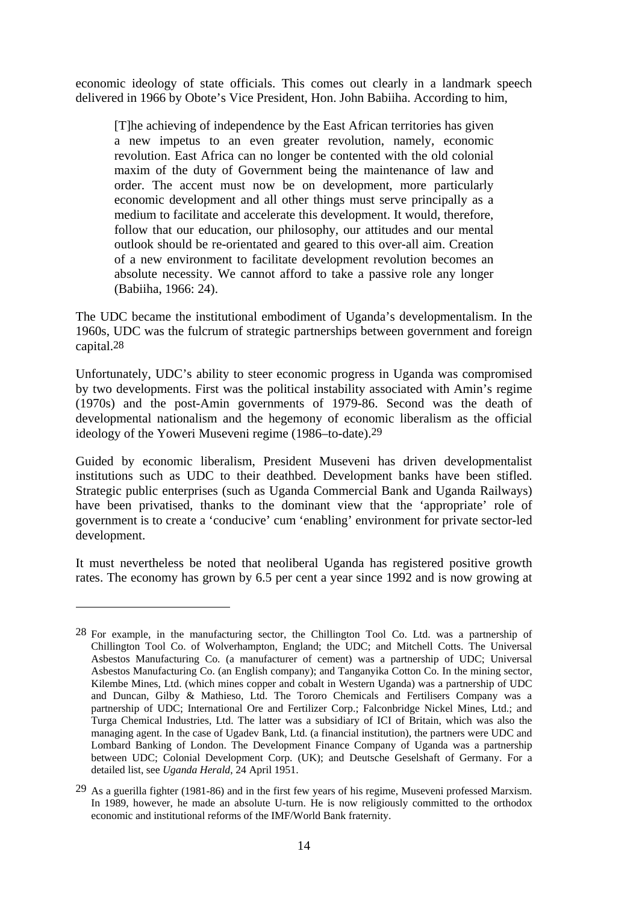economic ideology of state officials. This comes out clearly in a landmark speech delivered in 1966 by Obote's Vice President, Hon. John Babiiha. According to him,

> [T]he achieving of independence by the East African territories has given a new impetus to an even greater revolution, namely, economic revolution. East Africa can no longer be contented with the old colonial maxim of the duty of Government being the maintenance of law and order. The accent must now be on development, more particularly economic development and all other things must serve principally as a medium to facilitate and accelerate this development. It would, therefore, follow that our education, our philosophy, our attitudes and our mental outlook should be re-orientated and geared to this over-all aim. Creation of a new environment to facilitate development revolution becomes an absolute necessity. We cannot afford to take a passive role any longer (Babiiha, 1966: 24).

The UDC became the institutional embodiment of Uganda's developmentalism. In the 1960s, UDC was the fulcrum of strategic partnerships between government and foreign capital.[28]

Unfortunately, UDC's ability to steer economic progress in Uganda was compromised by two developments. First was the political instability associated with Amin's regime (1970s) and the post-Amin governments of 1979-86. Second was the death of developmental nationalism and the hegemony of economic liberalism as the official ideology of the Yoweri Museveni regime (1986–to-date).[29]

Guided by economic liberalism, President Museveni has driven developmentalist institutions such as UDC to their deathbed. Development banks have been stifled. Strategic public enterprises (such as Uganda Commercial Bank and Uganda Railways) have been privatised, thanks to the dominant view that the 'appropriate' role of government is to create a 'conducive' cum 'enabling' environment for private sector-led development.

It must nevertheless be noted that neoliberal Uganda has registered positive growth rates. The economy has grown by 6.5 per cent a year since 1992 and is now growing at

---

[28] For example, in the manufacturing sector, the Chillington Tool Co. Ltd. was a partnership of Chillington Tool Co. of Wolverhampton, England; the UDC; and Mitchell Cotts. The Universal Asbestos Manufacturing Co. (a manufacturer of cement) was a partnership of UDC; Universal Asbestos Manufacturing Co. (an English company); and Tanganyika Cotton Co. In the mining sector, Kilembe Mines, Ltd. (which mines copper and cobalt in Western Uganda) was a partnership of UDC and Duncan, Gilby & Mathieso, Ltd. The Tororo Chemicals and Fertilisers Company was a partnership of UDC; International Ore and Fertilizer Corp.; Falconbridge Nickel Mines, Ltd.; and Turga Chemical Industries, Ltd. The latter was a subsidiary of ICI of Britain, which was also the managing agent. In the case of Ugadev Bank, Ltd. (a financial institution), the partners were UDC and Lombard Banking of London. The Development Finance Company of Uganda was a partnership between UDC; Colonial Development Corp. (UK); and Deutsche Geselshaft of Germany. For a detailed list, see *Uganda Herald*, 24 April 1951.

[29] As a guerilla fighter (1981-86) and in the first few years of his regime, Museveni professed Marxism. In 1989, however, he made an absolute U-turn. He is now religiously committed to the orthodox economic and institutional reforms of the IMF/World Bank fraternity.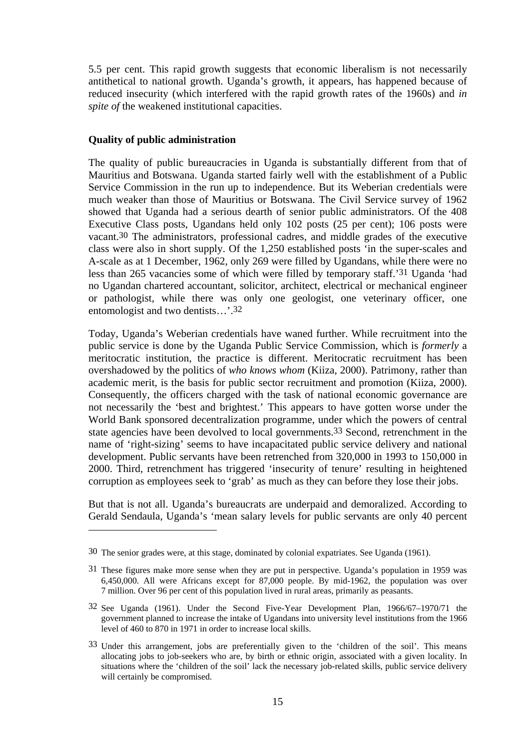5.5 per cent. This rapid growth suggests that economic liberalism is not necessarily antithetical to national growth. Uganda's growth, it appears, has happened because of reduced insecurity (which interfered with the rapid growth rates of the 1960s) and *in spite of* the weakened institutional capacities.

**Quality of public administration**

The quality of public bureaucracies in Uganda is substantially different from that of Mauritius and Botswana. Uganda started fairly well with the establishment of a Public Service Commission in the run up to independence. But its Weberian credentials were much weaker than those of Mauritius or Botswana. The Civil Service survey of 1962 showed that Uganda had a serious dearth of senior public administrators. Of the 408 Executive Class posts, Ugandans held only 102 posts (25 per cent); 106 posts were vacant.[30] The administrators, professional cadres, and middle grades of the executive class were also in short supply. Of the 1,250 established posts 'in the super-scales and A-scale as at 1 December, 1962, only 269 were filled by Ugandans, while there were no less than 265 vacancies some of which were filled by temporary staff.'[31] Uganda 'had no Ugandan chartered accountant, solicitor, architect, electrical or mechanical engineer or pathologist, while there was only one geologist, one veterinary officer, one entomologist and two dentists…'.[32]

Today, Uganda's Weberian credentials have waned further. While recruitment into the public service is done by the Uganda Public Service Commission, which is *formerly* a meritocratic institution, the practice is different. Meritocratic recruitment has been overshadowed by the politics of *who knows whom* (Kiiza, 2000). Patrimony, rather than academic merit, is the basis for public sector recruitment and promotion (Kiiza, 2000). Consequently, the officers charged with the task of national economic governance are not necessarily the 'best and brightest.' This appears to have gotten worse under the World Bank sponsored decentralization programme, under which the powers of central state agencies have been devolved to local governments.[33] Second, retrenchment in the name of 'right-sizing' seems to have incapacitated public service delivery and national development. Public servants have been retrenched from 320,000 in 1993 to 150,000 in 2000. Third, retrenchment has triggered 'insecurity of tenure' resulting in heightened corruption as employees seek to 'grab' as much as they can before they lose their jobs.

But that is not all. Uganda's bureaucrats are underpaid and demoralized. According to Gerald Sendaula, Uganda's 'mean salary levels for public servants are only 40 percent

---

[30] The senior grades were, at this stage, dominated by colonial expatriates. See Uganda (1961).

[31] These figures make more sense when they are put in perspective. Uganda's population in 1959 was 6,450,000. All were Africans except for 87,000 people. By mid-1962, the population was over 7 million. Over 96 per cent of this population lived in rural areas, primarily as peasants.

[32] See Uganda (1961). Under the Second Five-Year Development Plan, 1966/67–1970/71 the government planned to increase the intake of Ugandans into university level institutions from the 1966 level of 460 to 870 in 1971 in order to increase local skills.

[33] Under this arrangement, jobs are preferentially given to the 'children of the soil'. This means allocating jobs to job-seekers who are, by birth or ethnic origin, associated with a given locality. In situations where the 'children of the soil' lack the necessary job-related skills, public service delivery will certainly be compromised.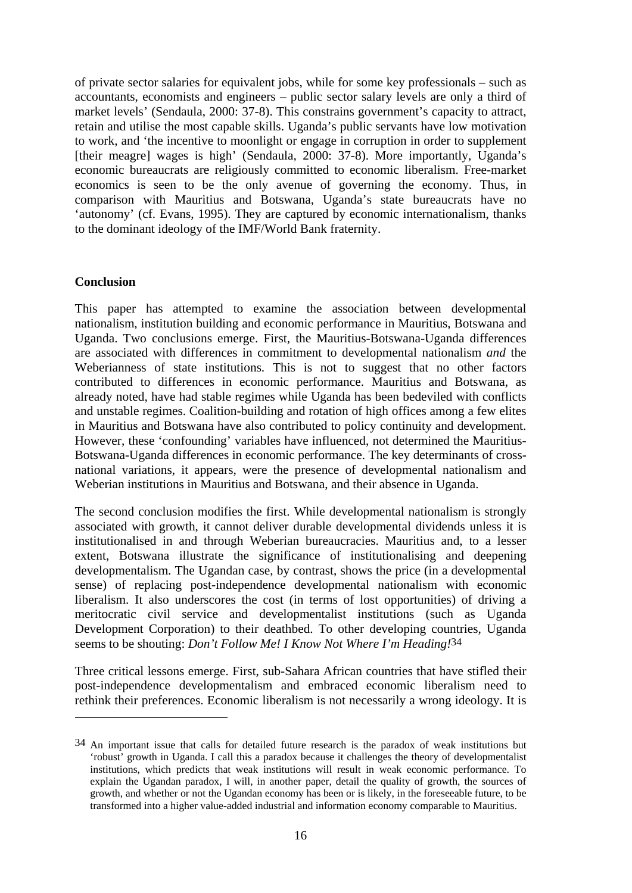of private sector salaries for equivalent jobs, while for some key professionals – such as accountants, economists and engineers – public sector salary levels are only a third of market levels' (Sendaula, 2000: 37-8). This constrains government's capacity to attract, retain and utilise the most capable skills. Uganda's public servants have low motivation to work, and 'the incentive to moonlight or engage in corruption in order to supplement [their meagre] wages is high' (Sendaula, 2000: 37-8). More importantly, Uganda's economic bureaucrats are religiously committed to economic liberalism. Free-market economics is seen to be the only avenue of governing the economy. Thus, in comparison with Mauritius and Botswana, Uganda's state bureaucrats have no 'autonomy' (cf. Evans, 1995). They are captured by economic internationalism, thanks to the dominant ideology of the IMF/World Bank fraternity.

**Conclusion**

This paper has attempted to examine the association between developmental nationalism, institution building and economic performance in Mauritius, Botswana and Uganda. Two conclusions emerge. First, the Mauritius-Botswana-Uganda differences are associated with differences in commitment to developmental nationalism *and* the Weberianness of state institutions. This is not to suggest that no other factors contributed to differences in economic performance. Mauritius and Botswana, as already noted, have had stable regimes while Uganda has been bedeviled with conflicts and unstable regimes. Coalition-building and rotation of high offices among a few elites in Mauritius and Botswana have also contributed to policy continuity and development. However, these 'confounding' variables have influenced, not determined the Mauritius-Botswana-Uganda differences in economic performance. The key determinants of cross-national variations, it appears, were the presence of developmental nationalism and Weberian institutions in Mauritius and Botswana, and their absence in Uganda.

The second conclusion modifies the first. While developmental nationalism is strongly associated with growth, it cannot deliver durable developmental dividends unless it is institutionalised in and through Weberian bureaucracies. Mauritius and, to a lesser extent, Botswana illustrate the significance of institutionalising and deepening developmentalism. The Ugandan case, by contrast, shows the price (in a developmental sense) of replacing post-independence developmental nationalism with economic liberalism. It also underscores the cost (in terms of lost opportunities) of driving a meritocratic civil service and developmentalist institutions (such as Uganda Development Corporation) to their deathbed. To other developing countries, Uganda seems to be shouting: *Don't Follow Me! I Know Not Where I'm Heading!*[34]

Three critical lessons emerge. First, sub-Sahara African countries that have stifled their post-independence developmentalism and embraced economic liberalism need to rethink their preferences. Economic liberalism is not necessarily a wrong ideology. It is

[34] An important issue that calls for detailed future research is the paradox of weak institutions but 'robust' growth in Uganda. I call this a paradox because it challenges the theory of developmentalist institutions, which predicts that weak institutions will result in weak economic performance. To explain the Ugandan paradox, I will, in another paper, detail the quality of growth, the sources of growth, and whether or not the Ugandan economy has been or is likely, in the foreseeable future, to be transformed into a higher value-added industrial and information economy comparable to Mauritius.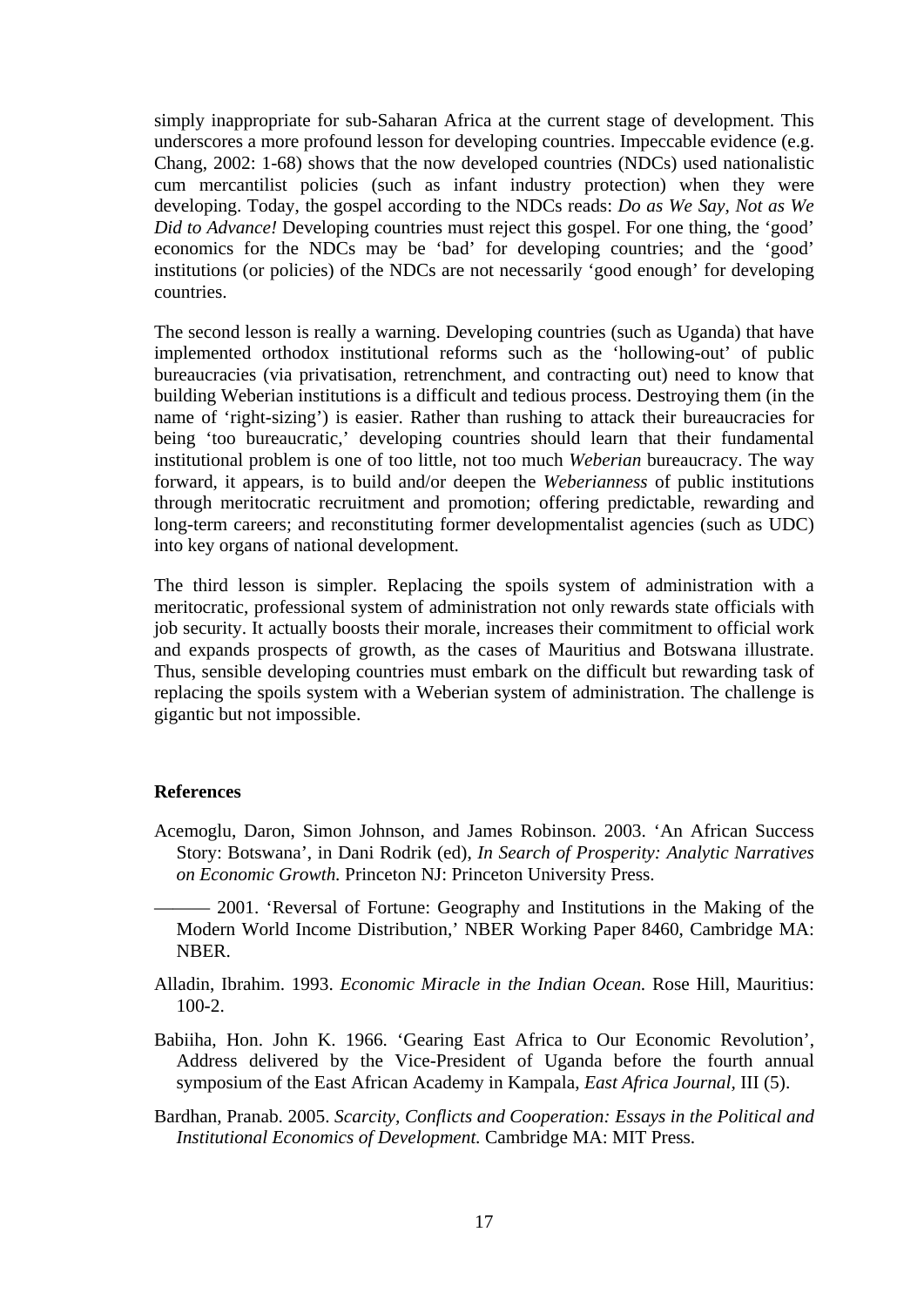simply inappropriate for sub-Saharan Africa at the current stage of development. This underscores a more profound lesson for developing countries. Impeccable evidence (e.g. Chang, 2002: 1-68) shows that the now developed countries (NDCs) used nationalistic cum mercantilist policies (such as infant industry protection) when they were developing. Today, the gospel according to the NDCs reads: *Do as We Say, Not as We Did to Advance!* Developing countries must reject this gospel. For one thing, the 'good' economics for the NDCs may be 'bad' for developing countries; and the 'good' institutions (or policies) of the NDCs are not necessarily 'good enough' for developing countries.

The second lesson is really a warning. Developing countries (such as Uganda) that have implemented orthodox institutional reforms such as the 'hollowing-out' of public bureaucracies (via privatisation, retrenchment, and contracting out) need to know that building Weberian institutions is a difficult and tedious process. Destroying them (in the name of 'right-sizing') is easier. Rather than rushing to attack their bureaucracies for being 'too bureaucratic,' developing countries should learn that their fundamental institutional problem is one of too little, not too much *Weberian* bureaucracy. The way forward, it appears, is to build and/or deepen the *Weberianness* of public institutions through meritocratic recruitment and promotion; offering predictable, rewarding and long-term careers; and reconstituting former developmentalist agencies (such as UDC) into key organs of national development.

The third lesson is simpler. Replacing the spoils system of administration with a meritocratic, professional system of administration not only rewards state officials with job security. It actually boosts their morale, increases their commitment to official work and expands prospects of growth, as the cases of Mauritius and Botswana illustrate. Thus, sensible developing countries must embark on the difficult but rewarding task of replacing the spoils system with a Weberian system of administration. The challenge is gigantic but not impossible.

## References

Acemoglu, Daron, Simon Johnson, and James Robinson. 2003. 'An African Success Story: Botswana', in Dani Rodrik (ed), *In Search of Prosperity: Analytic Narratives on Economic Growth.* Princeton NJ: Princeton University Press.

——— 2001. 'Reversal of Fortune: Geography and Institutions in the Making of the Modern World Income Distribution,' NBER Working Paper 8460, Cambridge MA: NBER.

Alladin, Ibrahim. 1993. *Economic Miracle in the Indian Ocean.* Rose Hill, Mauritius: 100-2.

Babiiha, Hon. John K. 1966. 'Gearing East Africa to Our Economic Revolution', Address delivered by the Vice-President of Uganda before the fourth annual symposium of the East African Academy in Kampala, *East Africa Journal,* III (5).

Bardhan, Pranab. 2005. *Scarcity, Conflicts and Cooperation: Essays in the Political and Institutional Economics of Development.* Cambridge MA: MIT Press.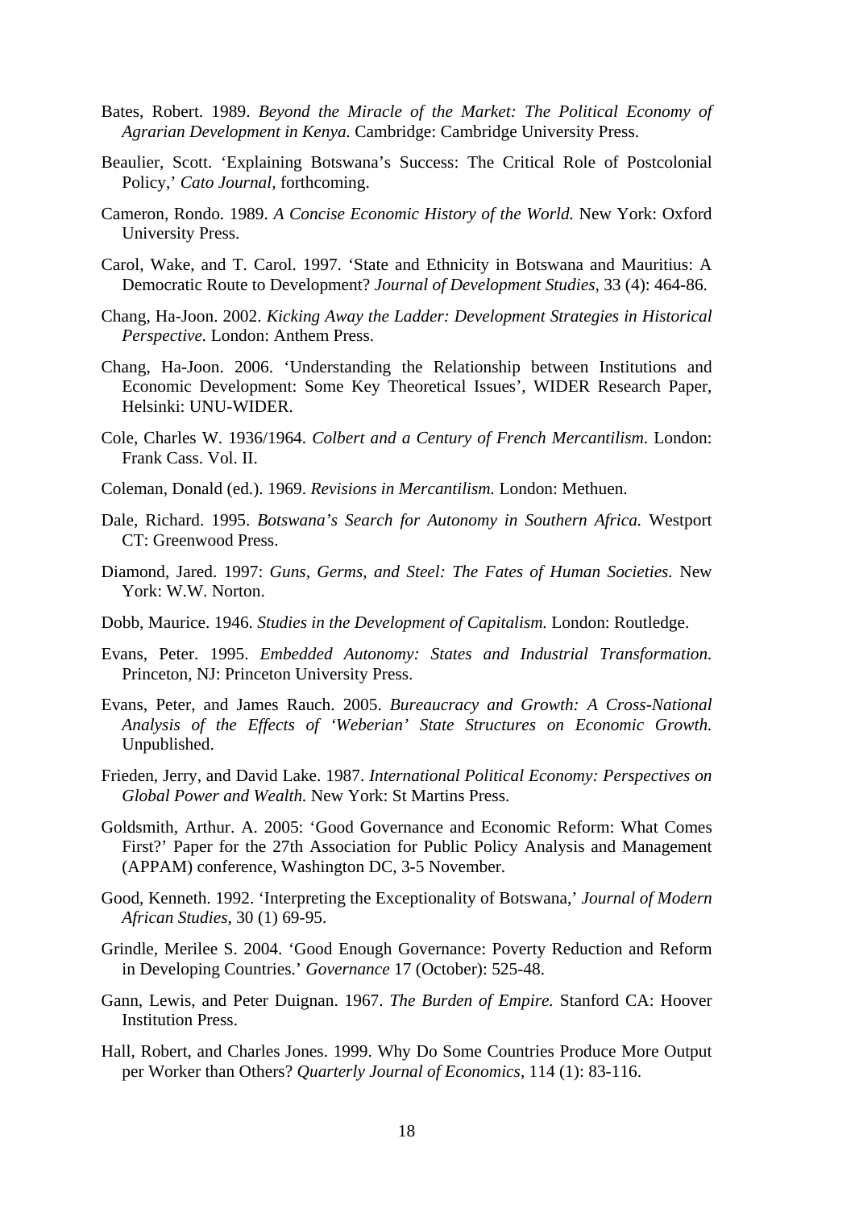Bates, Robert. 1989. *Beyond the Miracle of the Market: The Political Economy of Agrarian Development in Kenya.* Cambridge: Cambridge University Press.

Beaulier, Scott. 'Explaining Botswana's Success: The Critical Role of Postcolonial Policy,' *Cato Journal,* forthcoming.

Cameron, Rondo. 1989. *A Concise Economic History of the World.* New York: Oxford University Press.

Carol, Wake, and T. Carol. 1997. 'State and Ethnicity in Botswana and Mauritius: A Democratic Route to Development? *Journal of Development Studies,* 33 (4): 464-86.

Chang, Ha-Joon. 2002. *Kicking Away the Ladder: Development Strategies in Historical Perspective.* London: Anthem Press.

Chang, Ha-Joon. 2006. 'Understanding the Relationship between Institutions and Economic Development: Some Key Theoretical Issues', WIDER Research Paper, Helsinki: UNU-WIDER.

Cole, Charles W. 1936/1964. *Colbert and a Century of French Mercantilism*. London: Frank Cass. Vol. II.

Coleman, Donald (ed.). 1969. *Revisions in Mercantilism.* London: Methuen.

Dale, Richard. 1995. *Botswana's Search for Autonomy in Southern Africa.* Westport CT: Greenwood Press.

Diamond, Jared. 1997: *Guns, Germs, and Steel: The Fates of Human Societies.* New York: W.W. Norton.

Dobb, Maurice. 1946. *Studies in the Development of Capitalism.* London: Routledge.

Evans, Peter. 1995. *Embedded Autonomy: States and Industrial Transformation.* Princeton, NJ: Princeton University Press.

Evans, Peter, and James Rauch. 2005. *Bureaucracy and Growth: A Cross-National Analysis of the Effects of 'Weberian' State Structures on Economic Growth.* Unpublished.

Frieden, Jerry, and David Lake. 1987. *International Political Economy: Perspectives on Global Power and Wealth.* New York: St Martins Press.

Goldsmith, Arthur. A. 2005: 'Good Governance and Economic Reform: What Comes First?' Paper for the 27th Association for Public Policy Analysis and Management (APPAM) conference, Washington DC, 3-5 November.

Good, Kenneth. 1992. 'Interpreting the Exceptionality of Botswana,' *Journal of Modern African Studies*, 30 (1) 69-95.

Grindle, Merilee S. 2004. 'Good Enough Governance: Poverty Reduction and Reform in Developing Countries.' *Governance* 17 (October): 525-48.

Gann, Lewis, and Peter Duignan. 1967. *The Burden of Empire.* Stanford CA: Hoover Institution Press.

Hall, Robert, and Charles Jones. 1999. Why Do Some Countries Produce More Output per Worker than Others? *Quarterly Journal of Economics*, 114 (1): 83-116.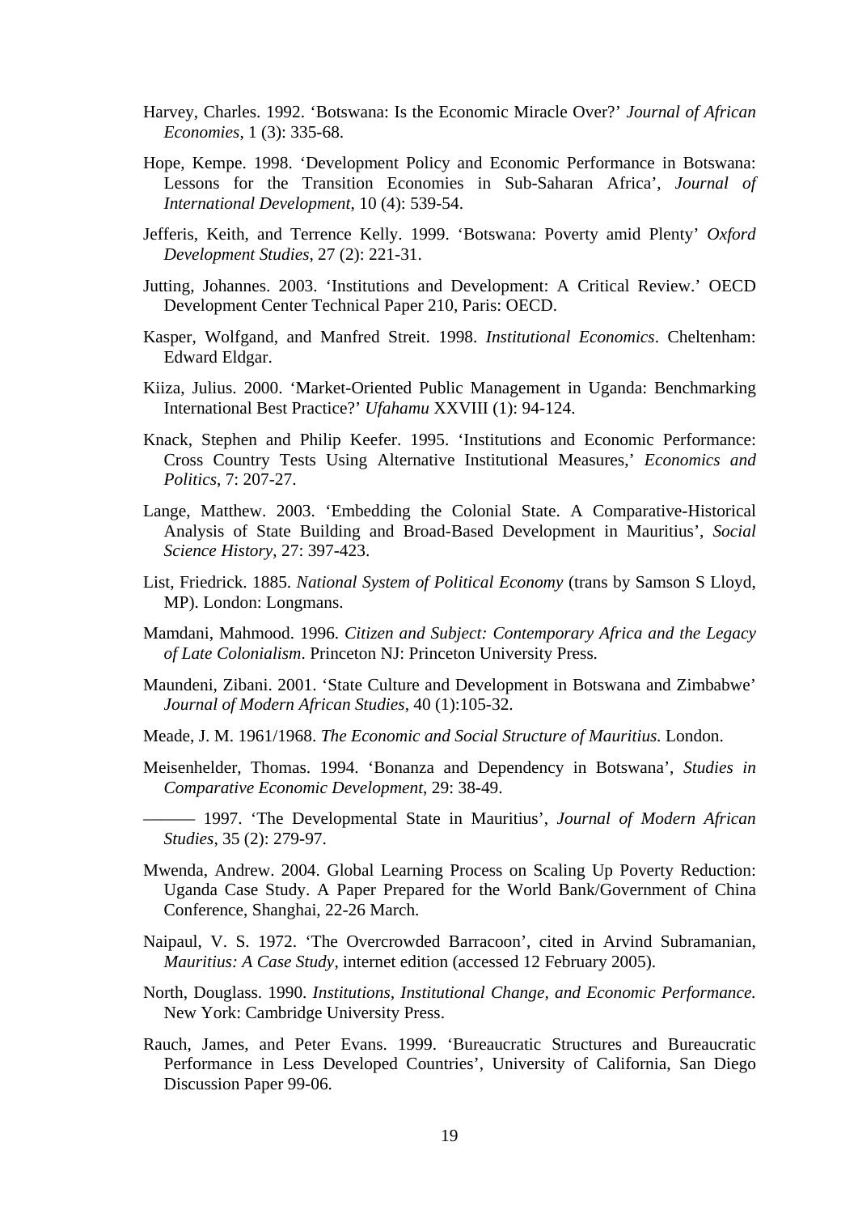Harvey, Charles. 1992. 'Botswana: Is the Economic Miracle Over?' *Journal of African Economies*, 1 (3): 335-68.

Hope, Kempe. 1998. 'Development Policy and Economic Performance in Botswana: Lessons for the Transition Economies in Sub-Saharan Africa', *Journal of International Development*, 10 (4): 539-54.

Jefferis, Keith, and Terrence Kelly. 1999. 'Botswana: Poverty amid Plenty' *Oxford Development Studies*, 27 (2): 221-31.

Jutting, Johannes. 2003. 'Institutions and Development: A Critical Review.' OECD Development Center Technical Paper 210, Paris: OECD.

Kasper, Wolfgand, and Manfred Streit. 1998. *Institutional Economics*. Cheltenham: Edward Eldgar.

Kiiza, Julius. 2000. 'Market-Oriented Public Management in Uganda: Benchmarking International Best Practice?' *Ufahamu* XXVIII (1): 94-124.

Knack, Stephen and Philip Keefer. 1995. 'Institutions and Economic Performance: Cross Country Tests Using Alternative Institutional Measures,' *Economics and Politics*, 7: 207-27.

Lange, Matthew. 2003. 'Embedding the Colonial State. A Comparative-Historical Analysis of State Building and Broad-Based Development in Mauritius', *Social Science History*, 27: 397-423.

List, Friedrick. 1885. *National System of Political Economy* (trans by Samson S Lloyd, MP). London: Longmans.

Mamdani, Mahmood. 1996. *Citizen and Subject: Contemporary Africa and the Legacy of Late Colonialism*. Princeton NJ: Princeton University Press.

Maundeni, Zibani. 2001. 'State Culture and Development in Botswana and Zimbabwe' *Journal of Modern African Studies*, 40 (1):105-32.

Meade, J. M. 1961/1968. *The Economic and Social Structure of Mauritius*. London.

Meisenhelder, Thomas. 1994. 'Bonanza and Dependency in Botswana', *Studies in Comparative Economic Development*, 29: 38-49.

——— 1997. 'The Developmental State in Mauritius', *Journal of Modern African Studies*, 35 (2): 279-97.

Mwenda, Andrew. 2004. Global Learning Process on Scaling Up Poverty Reduction: Uganda Case Study. A Paper Prepared for the World Bank/Government of China Conference, Shanghai, 22-26 March.

Naipaul, V. S. 1972. 'The Overcrowded Barracoon', cited in Arvind Subramanian, *Mauritius: A Case Study*, internet edition (accessed 12 February 2005).

North, Douglass. 1990. *Institutions, Institutional Change, and Economic Performance.* New York: Cambridge University Press.

Rauch, James, and Peter Evans. 1999. 'Bureaucratic Structures and Bureaucratic Performance in Less Developed Countries', University of California, San Diego Discussion Paper 99-06.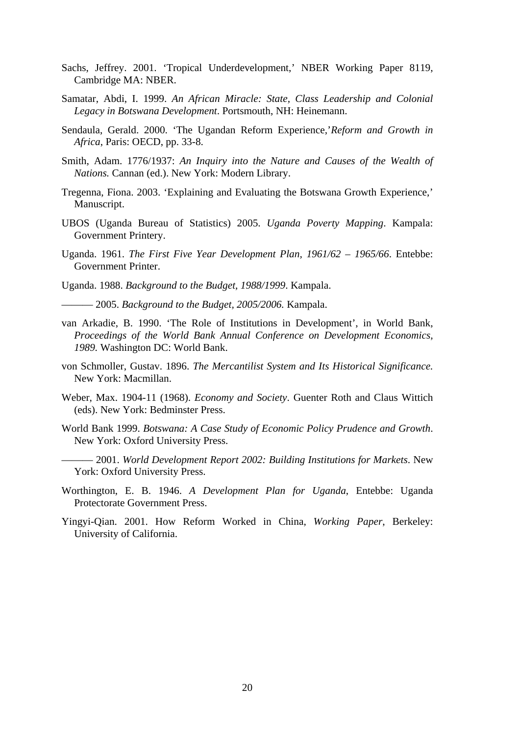Sachs, Jeffrey. 2001. 'Tropical Underdevelopment,' NBER Working Paper 8119, Cambridge MA: NBER.

Samatar, Abdi, I. 1999. *An African Miracle: State, Class Leadership and Colonial Legacy in Botswana Development*. Portsmouth, NH: Heinemann.

Sendaula, Gerald. 2000. 'The Ugandan Reform Experience,'*Reform and Growth in Africa*, Paris: OECD, pp. 33-8.

Smith, Adam. 1776/1937: *An Inquiry into the Nature and Causes of the Wealth of Nations.* Cannan (ed.). New York: Modern Library.

Tregenna, Fiona. 2003. 'Explaining and Evaluating the Botswana Growth Experience,' Manuscript.

UBOS (Uganda Bureau of Statistics) 2005. *Uganda Poverty Mapping*. Kampala: Government Printery.

Uganda. 1961. *The First Five Year Development Plan, 1961/62 – 1965/66*. Entebbe: Government Printer.

Uganda. 1988. *Background to the Budget, 1988/1999*. Kampala.

——— 2005. *Background to the Budget, 2005/2006.* Kampala.

van Arkadie, B. 1990. 'The Role of Institutions in Development', in World Bank, *Proceedings of the World Bank Annual Conference on Development Economics, 1989.* Washington DC: World Bank.

von Schmoller, Gustav. 1896. *The Mercantilist System and Its Historical Significance.* New York: Macmillan.

Weber, Max. 1904-11 (1968). *Economy and Society*. Guenter Roth and Claus Wittich (eds). New York: Bedminster Press.

World Bank 1999. *Botswana: A Case Study of Economic Policy Prudence and Growth*. New York: Oxford University Press.

——— 2001. *World Development Report 2002: Building Institutions for Markets*. New York: Oxford University Press.

Worthington, E. B. 1946. *A Development Plan for Uganda*, Entebbe: Uganda Protectorate Government Press.

Yingyi-Qian. 2001. How Reform Worked in China, *Working Paper*, Berkeley: University of California.